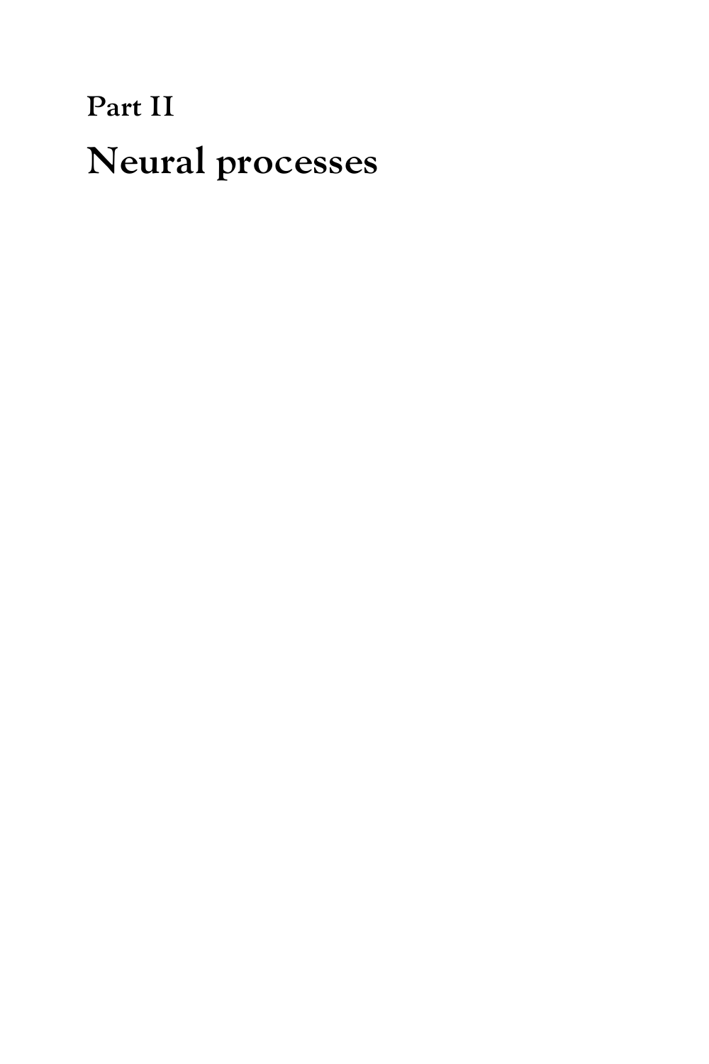# Part II

# Neural processes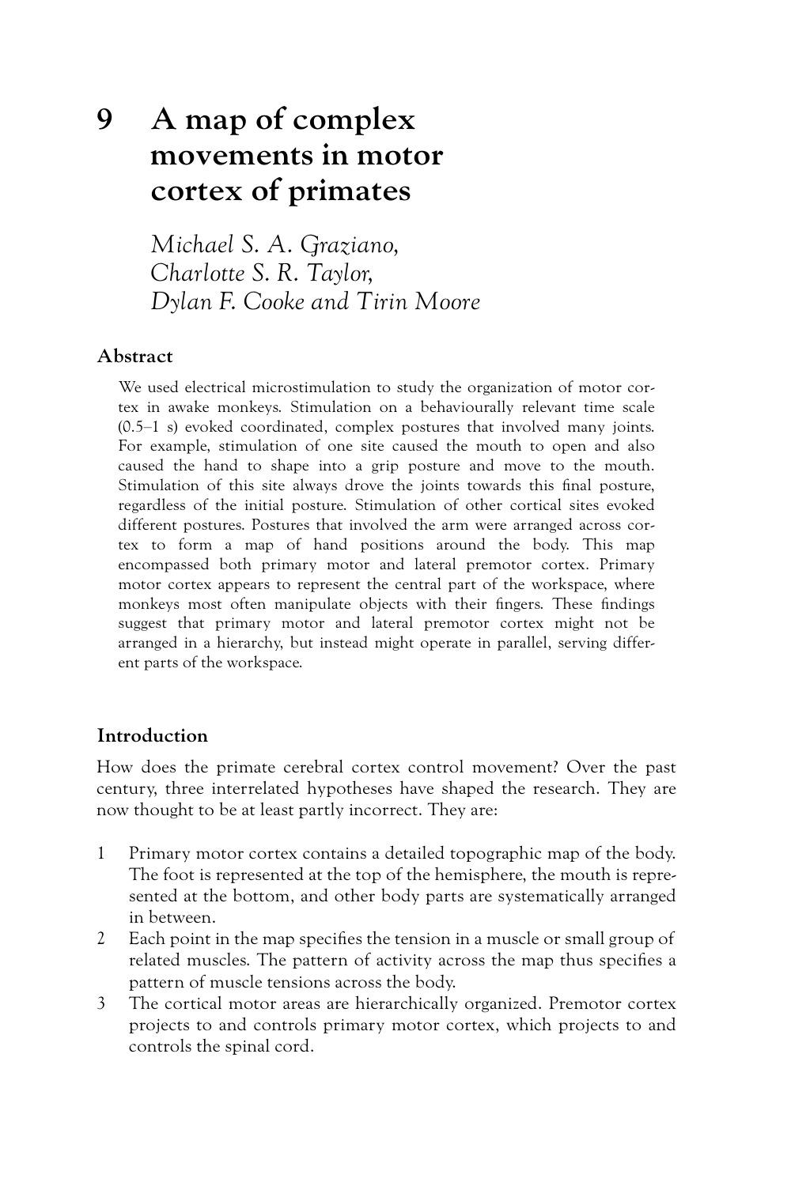# 9 A map of complex movements in motor cortex of primates

*Michael S. A. Graziano, Charlotte S. R. Taylor, Dylan F. Cooke and Tirin Moore*

## Abstract

We used electrical microstimulation to study the organization of motor cortex in awake monkeys. Stimulation on a behaviourally relevant time scale (0.5–1 s) evoked coordinated, complex postures that involved many joints. For example, stimulation of one site caused the mouth to open and also caused the hand to shape into a grip posture and move to the mouth. Stimulation of this site always drove the joints towards this final posture, regardless of the initial posture. Stimulation of other cortical sites evoked different postures. Postures that involved the arm were arranged across cortex to form a map of hand positions around the body. This map encompassed both primary motor and lateral premotor cortex. Primary motor cortex appears to represent the central part of the workspace, where monkeys most often manipulate objects with their fingers. These findings suggest that primary motor and lateral premotor cortex might not be arranged in a hierarchy, but instead might operate in parallel, serving different parts of the workspace.

## Introduction

How does the primate cerebral cortex control movement? Over the past century, three interrelated hypotheses have shaped the research. They are now thought to be at least partly incorrect. They are:

1. Primary motor cortex contains a detailed topographic map of the body. The foot is represented at the top of the hemisphere, the mouth is represented at the bottom, and other body parts are systematically arranged in between.
2. Each point in the map specifies the tension in a muscle or small group of related muscles. The pattern of activity across the map thus specifies a pattern of muscle tensions across the body.
3. The cortical motor areas are hierarchically organized. Premotor cortex projects to and controls primary motor cortex, which projects to and controls the spinal cord.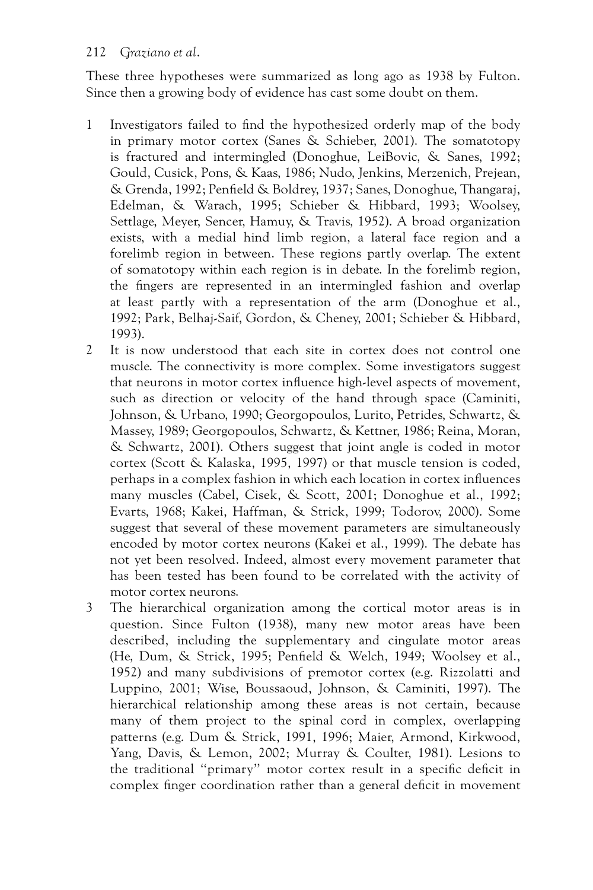These three hypotheses were summarized as long ago as 1938 by Fulton. Since then a growing body of evidence has cast some doubt on them.

1. Investigators failed to find the hypothesized orderly map of the body in primary motor cortex (Sanes & Schieber, 2001). The somatotopy is fractured and intermingled (Donoghue, LeiBovic, & Sanes, 1992; Gould, Cusick, Pons, & Kaas, 1986; Nudo, Jenkins, Merzenich, Prejean, & Grenda, 1992; Penfield & Boldrey, 1937; Sanes, Donoghue, Thangaraj, Edelman, & Warach, 1995; Schieber & Hibbard, 1993; Woolsey, Settlage, Meyer, Sencer, Hamuy, & Travis, 1952). A broad organization exists, with a medial hind limb region, a lateral face region and a forelimb region in between. These regions partly overlap. The extent of somatotopy within each region is in debate. In the forelimb region, the fingers are represented in an intermingled fashion and overlap at least partly with a representation of the arm (Donoghue et al., 1992; Park, Belhaj-Saif, Gordon, & Cheney, 2001; Schieber & Hibbard, 1993).
2. It is now understood that each site in cortex does not control one muscle. The connectivity is more complex. Some investigators suggest that neurons in motor cortex influence high-level aspects of movement, such as direction or velocity of the hand through space (Caminiti, Johnson, & Urbano, 1990; Georgopoulos, Lurito, Petrides, Schwartz, & Massey, 1989; Georgopoulos, Schwartz, & Kettner, 1986; Reina, Moran, & Schwartz, 2001). Others suggest that joint angle is coded in motor cortex (Scott & Kalaska, 1995, 1997) or that muscle tension is coded, perhaps in a complex fashion in which each location in cortex influences many muscles (Cabel, Cisek, & Scott, 2001; Donoghue et al., 1992; Evarts, 1968; Kakei, Haffman, & Strick, 1999; Todorov, 2000). Some suggest that several of these movement parameters are simultaneously encoded by motor cortex neurons (Kakei et al., 1999). The debate has not yet been resolved. Indeed, almost every movement parameter that has been tested has been found to be correlated with the activity of motor cortex neurons.
3. The hierarchical organization among the cortical motor areas is in question. Since Fulton (1938), many new motor areas have been described, including the supplementary and cingulate motor areas (He, Dum, & Strick, 1995; Penfield & Welch, 1949; Woolsey et al., 1952) and many subdivisions of premotor cortex (e.g. Rizzolatti and Luppino, 2001; Wise, Boussaoud, Johnson, & Caminiti, 1997). The hierarchical relationship among these areas is not certain, because many of them project to the spinal cord in complex, overlapping patterns (e.g. Dum & Strick, 1991, 1996; Maier, Armond, Kirkwood, Yang, Davis, & Lemon, 2002; Murray & Coulter, 1981). Lesions to the traditional "primary" motor cortex result in a specific deficit in complex finger coordination rather than a general deficit in movement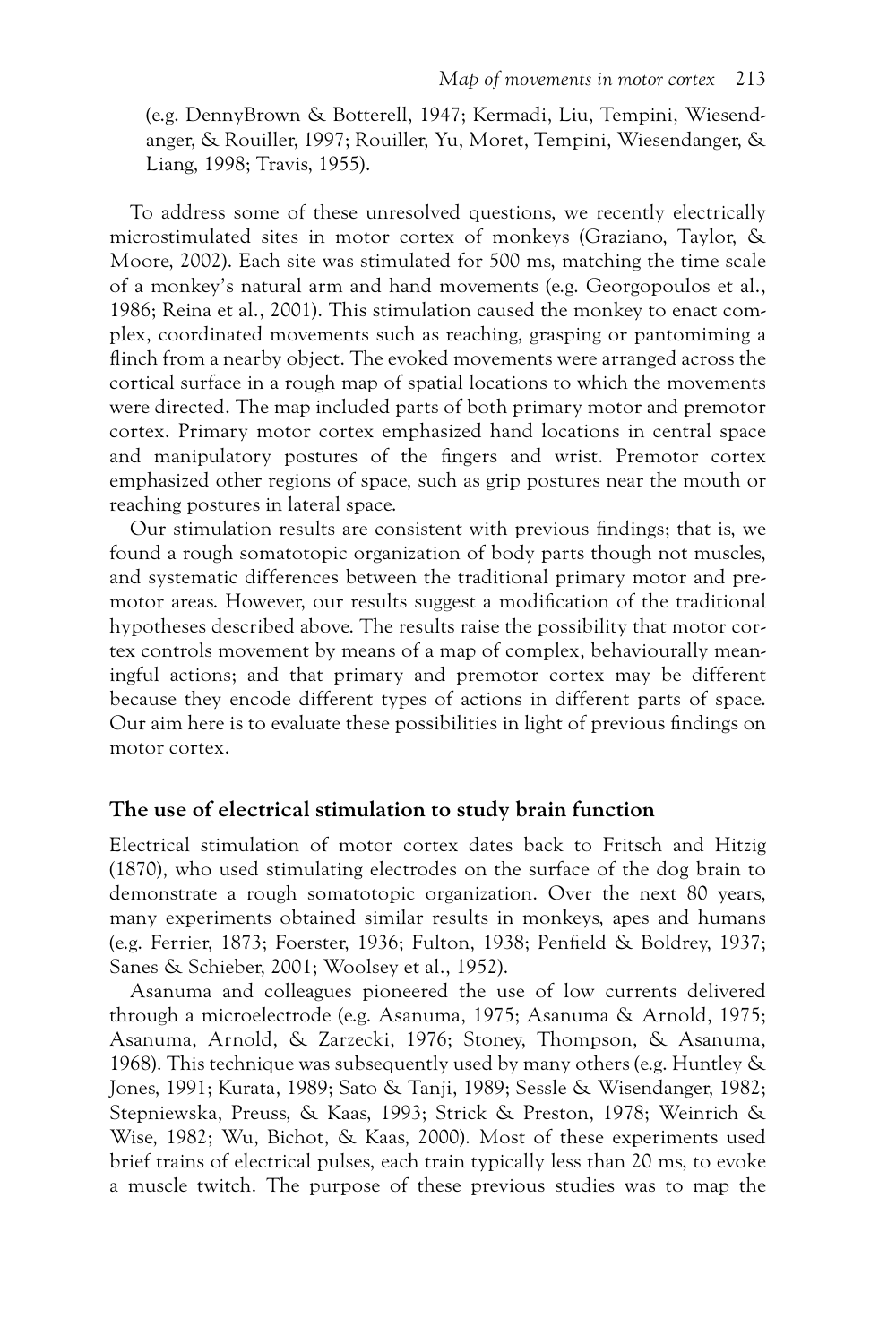(e.g. DennyBrown & Botterell, 1947; Kermadi, Liu, Tempini, Wiesendanger, & Rouiller, 1997; Rouiller, Yu, Moret, Tempini, Wiesendanger, & Liang, 1998; Travis, 1955).

To address some of these unresolved questions, we recently electrically microstimulated sites in motor cortex of monkeys (Graziano, Taylor, & Moore, 2002). Each site was stimulated for 500 ms, matching the time scale of a monkey's natural arm and hand movements (e.g. Georgopoulos et al., 1986; Reina et al., 2001). This stimulation caused the monkey to enact complex, coordinated movements such as reaching, grasping or pantomiming a flinch from a nearby object. The evoked movements were arranged across the cortical surface in a rough map of spatial locations to which the movements were directed. The map included parts of both primary motor and premotor cortex. Primary motor cortex emphasized hand locations in central space and manipulatory postures of the fingers and wrist. Premotor cortex emphasized other regions of space, such as grip postures near the mouth or reaching postures in lateral space.

Our stimulation results are consistent with previous findings; that is, we found a rough somatotopic organization of body parts though not muscles, and systematic differences between the traditional primary motor and premotor areas. However, our results suggest a modification of the traditional hypotheses described above. The results raise the possibility that motor cortex controls movement by means of a map of complex, behaviourally meaningful actions; and that primary and premotor cortex may be different because they encode different types of actions in different parts of space. Our aim here is to evaluate these possibilities in light of previous findings on motor cortex.

## The use of electrical stimulation to study brain function

Electrical stimulation of motor cortex dates back to Fritsch and Hitzig (1870), who used stimulating electrodes on the surface of the dog brain to demonstrate a rough somatotopic organization. Over the next 80 years, many experiments obtained similar results in monkeys, apes and humans (e.g. Ferrier, 1873; Foerster, 1936; Fulton, 1938; Penfield & Boldrey, 1937; Sanes & Schieber, 2001; Woolsey et al., 1952).

Asanuma and colleagues pioneered the use of low currents delivered through a microelectrode (e.g. Asanuma, 1975; Asanuma & Arnold, 1975; Asanuma, Arnold, & Zarzecki, 1976; Stoney, Thompson, & Asanuma, 1968). This technique was subsequently used by many others (e.g. Huntley & Jones, 1991; Kurata, 1989; Sato & Tanji, 1989; Sessle & Wisendanger, 1982; Stepniewska, Preuss, & Kaas, 1993; Strick & Preston, 1978; Weinrich & Wise, 1982; Wu, Bichot, & Kaas, 2000). Most of these experiments used brief trains of electrical pulses, each train typically less than 20 ms, to evoke a muscle twitch. The purpose of these previous studies was to map the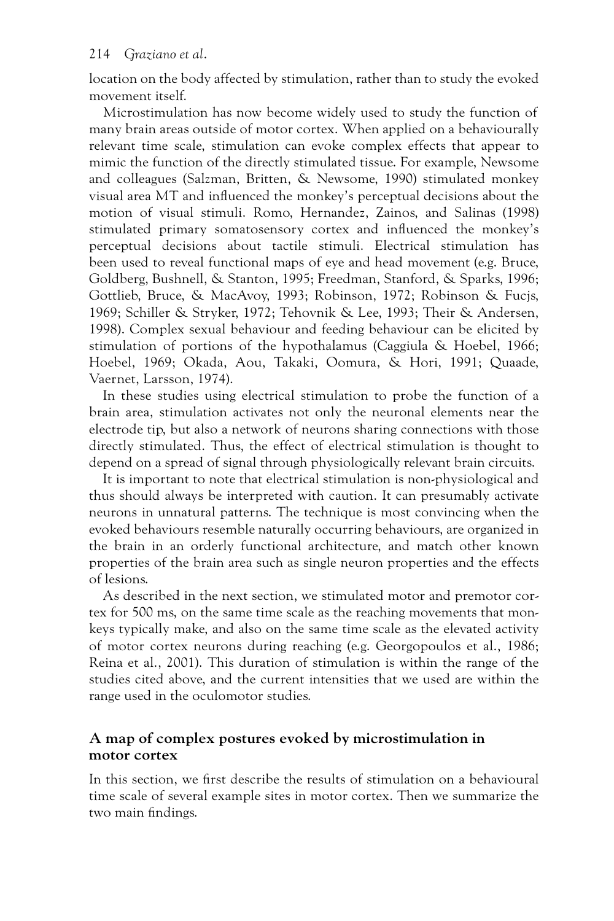location on the body affected by stimulation, rather than to study the evoked movement itself.

Microstimulation has now become widely used to study the function of many brain areas outside of motor cortex. When applied on a behaviourally relevant time scale, stimulation can evoke complex effects that appear to mimic the function of the directly stimulated tissue. For example, Newsome and colleagues (Salzman, Britten, & Newsome, 1990) stimulated monkey visual area MT and influenced the monkey's perceptual decisions about the motion of visual stimuli. Romo, Hernandez, Zainos, and Salinas (1998) stimulated primary somatosensory cortex and influenced the monkey's perceptual decisions about tactile stimuli. Electrical stimulation has been used to reveal functional maps of eye and head movement (e.g. Bruce, Goldberg, Bushnell, & Stanton, 1995; Freedman, Stanford, & Sparks, 1996; Gottlieb, Bruce, & MacAvoy, 1993; Robinson, 1972; Robinson & Fucjs, 1969; Schiller & Stryker, 1972; Tehovnik & Lee, 1993; Their & Andersen, 1998). Complex sexual behaviour and feeding behaviour can be elicited by stimulation of portions of the hypothalamus (Caggiula & Hoebel, 1966; Hoebel, 1969; Okada, Aou, Takaki, Oomura, & Hori, 1991; Quaade, Vaernet, Larsson, 1974).

In these studies using electrical stimulation to probe the function of a brain area, stimulation activates not only the neuronal elements near the electrode tip, but also a network of neurons sharing connections with those directly stimulated. Thus, the effect of electrical stimulation is thought to depend on a spread of signal through physiologically relevant brain circuits.

It is important to note that electrical stimulation is non-physiological and thus should always be interpreted with caution. It can presumably activate neurons in unnatural patterns. The technique is most convincing when the evoked behaviours resemble naturally occurring behaviours, are organized in the brain in an orderly functional architecture, and match other known properties of the brain area such as single neuron properties and the effects of lesions.

As described in the next section, we stimulated motor and premotor cortex for 500 ms, on the same time scale as the reaching movements that monkeys typically make, and also on the same time scale as the elevated activity of motor cortex neurons during reaching (e.g. Georgopoulos et al., 1986; Reina et al., 2001). This duration of stimulation is within the range of the studies cited above, and the current intensities that we used are within the range used in the oculomotor studies.

## A map of complex postures evoked by microstimulation in motor cortex

In this section, we first describe the results of stimulation on a behavioural time scale of several example sites in motor cortex. Then we summarize the two main findings.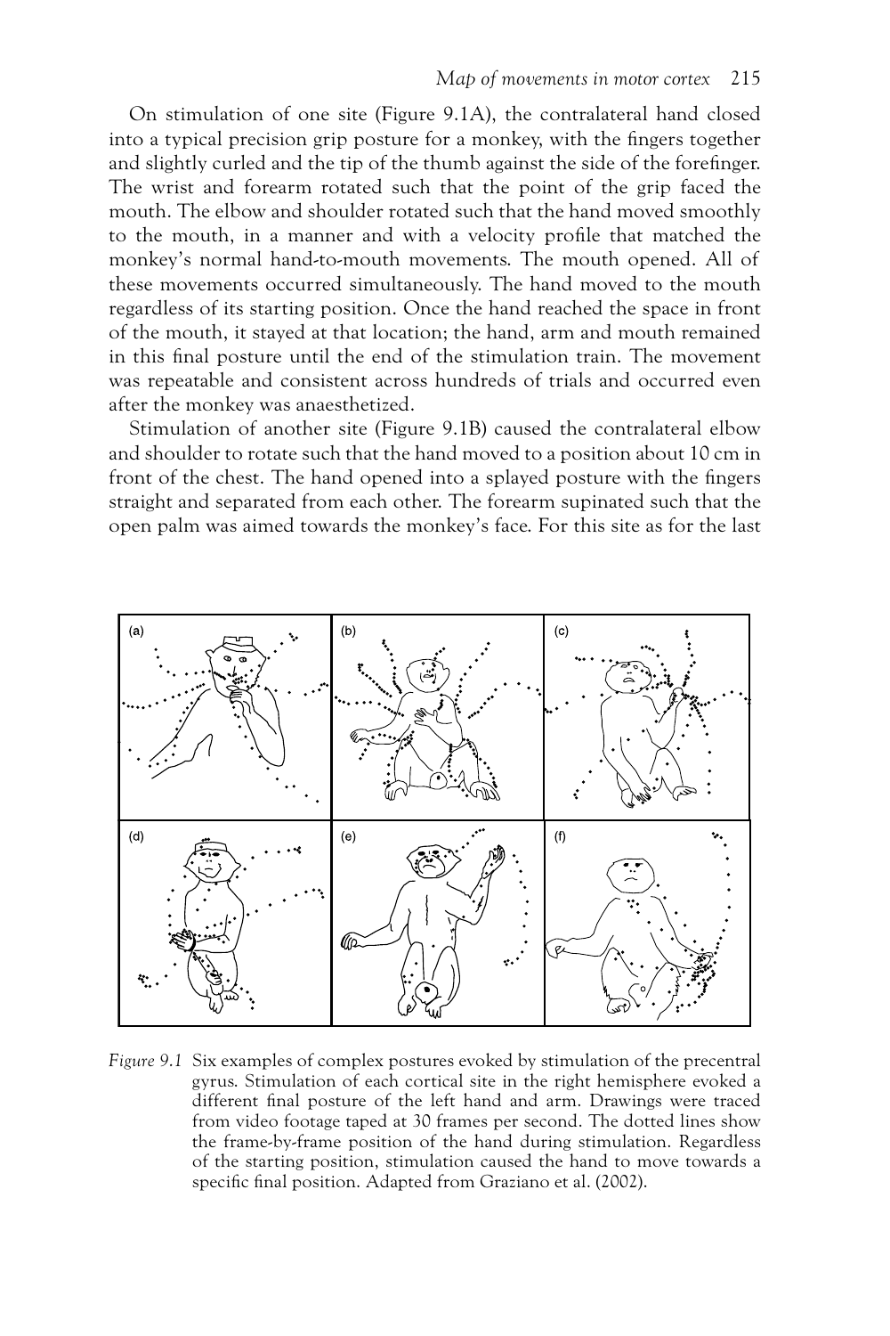On stimulation of one site (Figure 9.1A), the contralateral hand closed into a typical precision grip posture for a monkey, with the fingers together and slightly curled and the tip of the thumb against the side of the forefinger. The wrist and forearm rotated such that the point of the grip faced the mouth. The elbow and shoulder rotated such that the hand moved smoothly to the mouth, in a manner and with a velocity profile that matched the monkey's normal hand-to-mouth movements. The mouth opened. All of these movements occurred simultaneously. The hand moved to the mouth regardless of its starting position. Once the hand reached the space in front of the mouth, it stayed at that location; the hand, arm and mouth remained in this final posture until the end of the stimulation train. The movement was repeatable and consistent across hundreds of trials and occurred even after the monkey was anaesthetized.

Stimulation of another site (Figure 9.1B) caused the contralateral elbow and shoulder to rotate such that the hand moved to a position about 10 cm in front of the chest. The hand opened into a splayed posture with the fingers straight and separated from each other. The forearm supinated such that the open palm was aimed towards the monkey's face. For this site as for the last

*Figure 9.1* Six examples of complex postures evoked by stimulation of the precentral gyrus. Stimulation of each cortical site in the right hemisphere evoked a different final posture of the left hand and arm. Drawings were traced from video footage taped at 30 frames per second. The dotted lines show the frame-by-frame position of the hand during stimulation. Regardless of the starting position, stimulation caused the hand to move towards a specific final position. Adapted from Graziano et al. (2002).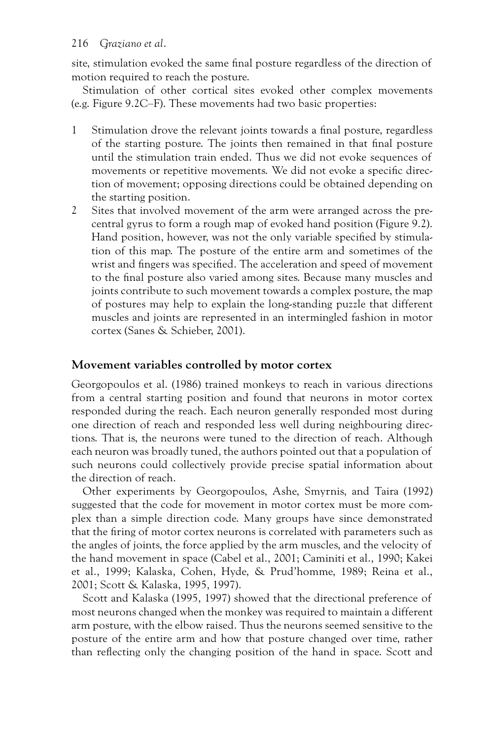site, stimulation evoked the same final posture regardless of the direction of motion required to reach the posture.

Stimulation of other cortical sites evoked other complex movements (e.g. Figure 9.2C–F). These movements had two basic properties:

1. Stimulation drove the relevant joints towards a final posture, regardless of the starting posture. The joints then remained in that final posture until the stimulation train ended. Thus we did not evoke sequences of movements or repetitive movements. We did not evoke a specific direction of movement; opposing directions could be obtained depending on the starting position.
2. Sites that involved movement of the arm were arranged across the precentral gyrus to form a rough map of evoked hand position (Figure 9.2). Hand position, however, was not the only variable specified by stimulation of this map. The posture of the entire arm and sometimes of the wrist and fingers was specified. The acceleration and speed of movement to the final posture also varied among sites. Because many muscles and joints contribute to such movement towards a complex posture, the map of postures may help to explain the long-standing puzzle that different muscles and joints are represented in an intermingled fashion in motor cortex (Sanes & Schieber, 2001).

## Movement variables controlled by motor cortex

Georgopoulos et al. (1986) trained monkeys to reach in various directions from a central starting position and found that neurons in motor cortex responded during the reach. Each neuron generally responded most during one direction of reach and responded less well during neighbouring directions. That is, the neurons were tuned to the direction of reach. Although each neuron was broadly tuned, the authors pointed out that a population of such neurons could collectively provide precise spatial information about the direction of reach.

Other experiments by Georgopoulos, Ashe, Smyrnis, and Taira (1992) suggested that the code for movement in motor cortex must be more complex than a simple direction code. Many groups have since demonstrated that the firing of motor cortex neurons is correlated with parameters such as the angles of joints, the force applied by the arm muscles, and the velocity of the hand movement in space (Cabel et al., 2001; Caminiti et al., 1990; Kakei et al., 1999; Kalaska, Cohen, Hyde, & Prud'homme, 1989; Reina et al., 2001; Scott & Kalaska, 1995, 1997).

Scott and Kalaska (1995, 1997) showed that the directional preference of most neurons changed when the monkey was required to maintain a different arm posture, with the elbow raised. Thus the neurons seemed sensitive to the posture of the entire arm and how that posture changed over time, rather than reflecting only the changing position of the hand in space. Scott and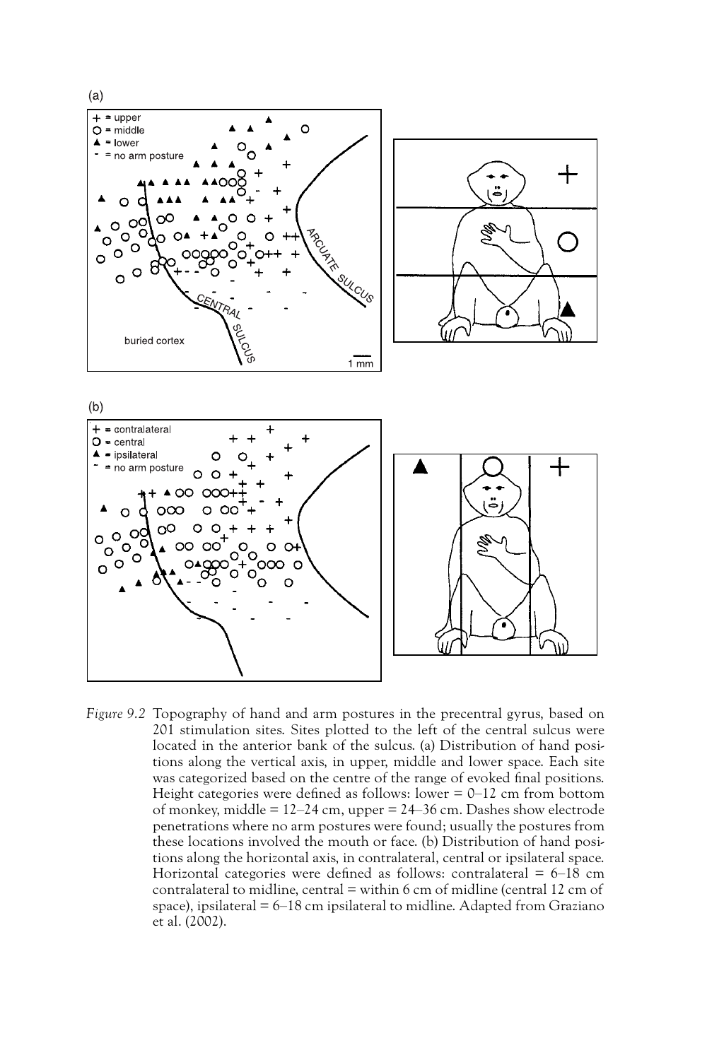*Figure 9.2* Topography of hand and arm postures in the precentral gyrus, based on 201 stimulation sites. Sites plotted to the left of the central sulcus were located in the anterior bank of the sulcus. (a) Distribution of hand positions along the vertical axis, in upper, middle and lower space. Each site was categorized based on the centre of the range of evoked final positions. Height categories were defined as follows: lower = 0–12 cm from bottom of monkey, middle = 12–24 cm, upper = 24–36 cm. Dashes show electrode penetrations where no arm postures were found; usually the postures from these locations involved the mouth or face. (b) Distribution of hand positions along the horizontal axis, in contralateral, central or ipsilateral space. Horizontal categories were defined as follows: contralateral = 6–18 cm contralateral to midline, central = within 6 cm of midline (central 12 cm of space), ipsilateral = 6–18 cm ipsilateral to midline. Adapted from Graziano et al. (2002).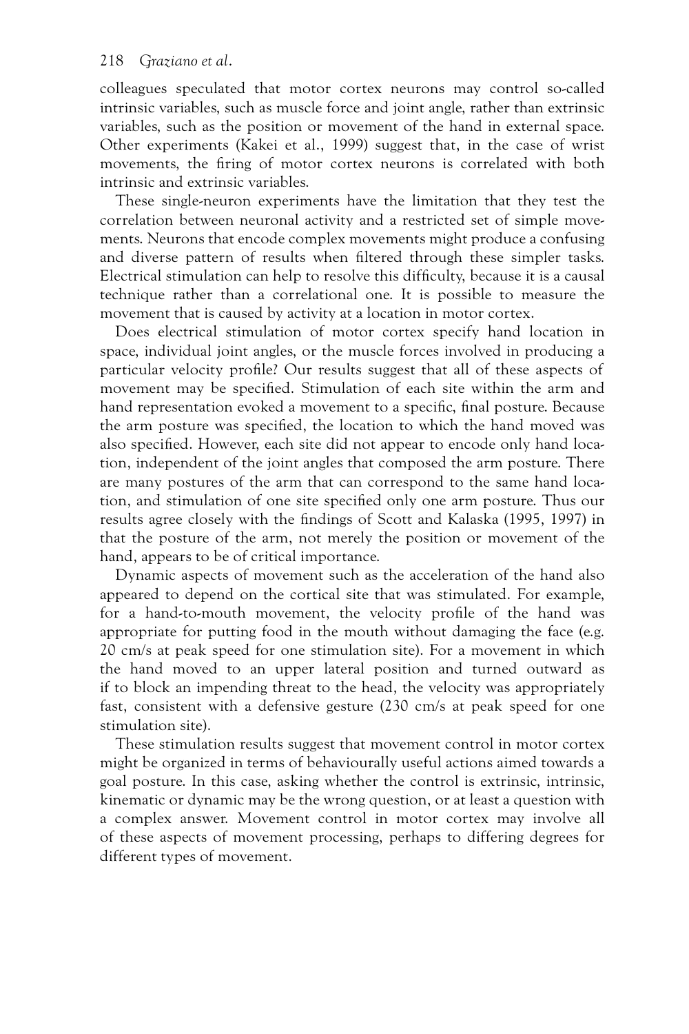colleagues speculated that motor cortex neurons may control so-called intrinsic variables, such as muscle force and joint angle, rather than extrinsic variables, such as the position or movement of the hand in external space. Other experiments (Kakei et al., 1999) suggest that, in the case of wrist movements, the firing of motor cortex neurons is correlated with both intrinsic and extrinsic variables.

These single-neuron experiments have the limitation that they test the correlation between neuronal activity and a restricted set of simple movements. Neurons that encode complex movements might produce a confusing and diverse pattern of results when filtered through these simpler tasks. Electrical stimulation can help to resolve this difficulty, because it is a causal technique rather than a correlational one. It is possible to measure the movement that is caused by activity at a location in motor cortex.

Does electrical stimulation of motor cortex specify hand location in space, individual joint angles, or the muscle forces involved in producing a particular velocity profile? Our results suggest that all of these aspects of movement may be specified. Stimulation of each site within the arm and hand representation evoked a movement to a specific, final posture. Because the arm posture was specified, the location to which the hand moved was also specified. However, each site did not appear to encode only hand location, independent of the joint angles that composed the arm posture. There are many postures of the arm that can correspond to the same hand location, and stimulation of one site specified only one arm posture. Thus our results agree closely with the findings of Scott and Kalaska (1995, 1997) in that the posture of the arm, not merely the position or movement of the hand, appears to be of critical importance.

Dynamic aspects of movement such as the acceleration of the hand also appeared to depend on the cortical site that was stimulated. For example, for a hand-to-mouth movement, the velocity profile of the hand was appropriate for putting food in the mouth without damaging the face (e.g. 20 cm/s at peak speed for one stimulation site). For a movement in which the hand moved to an upper lateral position and turned outward as if to block an impending threat to the head, the velocity was appropriately fast, consistent with a defensive gesture (230 cm/s at peak speed for one stimulation site).

These stimulation results suggest that movement control in motor cortex might be organized in terms of behaviourally useful actions aimed towards a goal posture. In this case, asking whether the control is extrinsic, intrinsic, kinematic or dynamic may be the wrong question, or at least a question with a complex answer. Movement control in motor cortex may involve all of these aspects of movement processing, perhaps to differing degrees for different types of movement.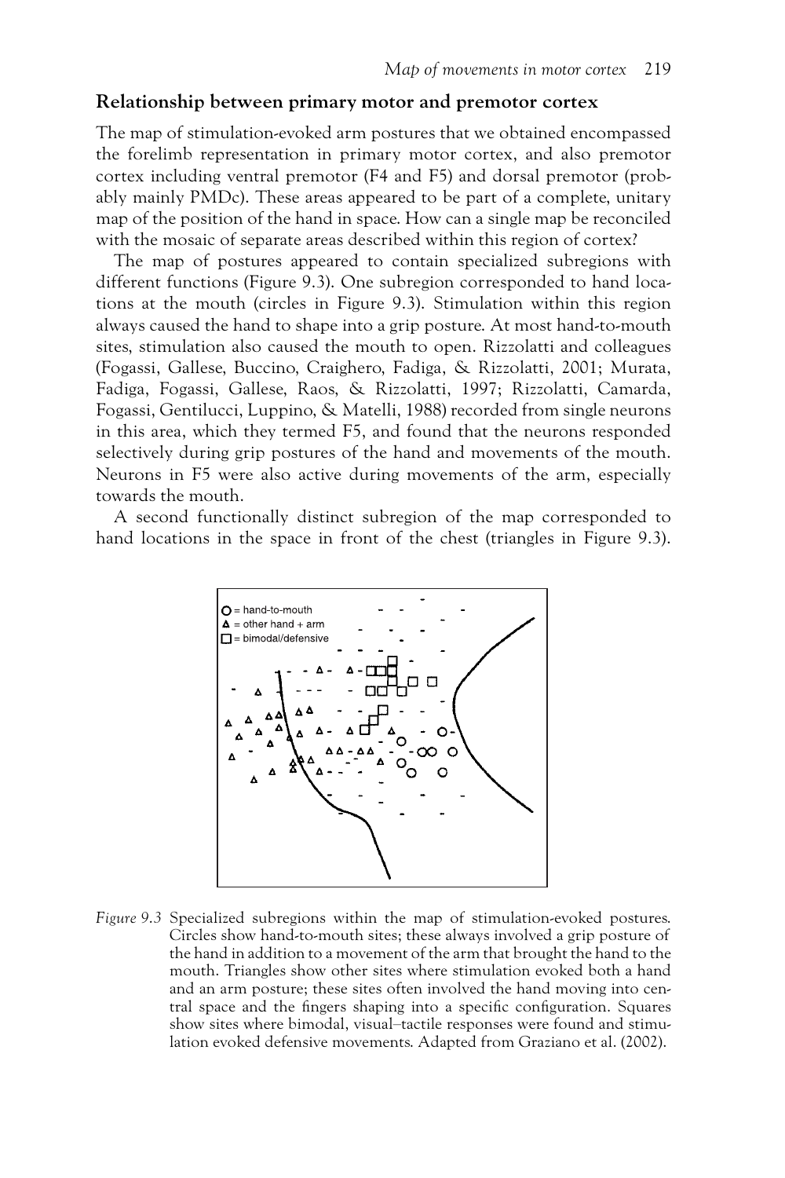## Relationship between primary motor and premotor cortex

The map of stimulation-evoked arm postures that we obtained encompassed the forelimb representation in primary motor cortex, and also premotor cortex including ventral premotor (F4 and F5) and dorsal premotor (probably mainly PMDc). These areas appeared to be part of a complete, unitary map of the position of the hand in space. How can a single map be reconciled with the mosaic of separate areas described within this region of cortex?

The map of postures appeared to contain specialized subregions with different functions (Figure 9.3). One subregion corresponded to hand locations at the mouth (circles in Figure 9.3). Stimulation within this region always caused the hand to shape into a grip posture. At most hand-to-mouth sites, stimulation also caused the mouth to open. Rizzolatti and colleagues (Fogassi, Gallese, Buccino, Craighero, Fadiga, & Rizzolatti, 2001; Murata, Fadiga, Fogassi, Gallese, Raos, & Rizzolatti, 1997; Rizzolatti, Camarda, Fogassi, Gentilucci, Luppino, & Matelli, 1988) recorded from single neurons in this area, which they termed F5, and found that the neurons responded selectively during grip postures of the hand and movements of the mouth. Neurons in F5 were also active during movements of the arm, especially towards the mouth.

A second functionally distinct subregion of the map corresponded to hand locations in the space in front of the chest (triangles in Figure 9.3).

*Figure 9.3* Specialized subregions within the map of stimulation-evoked postures. Circles show hand-to-mouth sites; these always involved a grip posture of the hand in addition to a movement of the arm that brought the hand to the mouth. Triangles show other sites where stimulation evoked both a hand and an arm posture; these sites often involved the hand moving into central space and the fingers shaping into a specific configuration. Squares show sites where bimodal, visual–tactile responses were found and stimulation evoked defensive movements. Adapted from Graziano et al. (2002).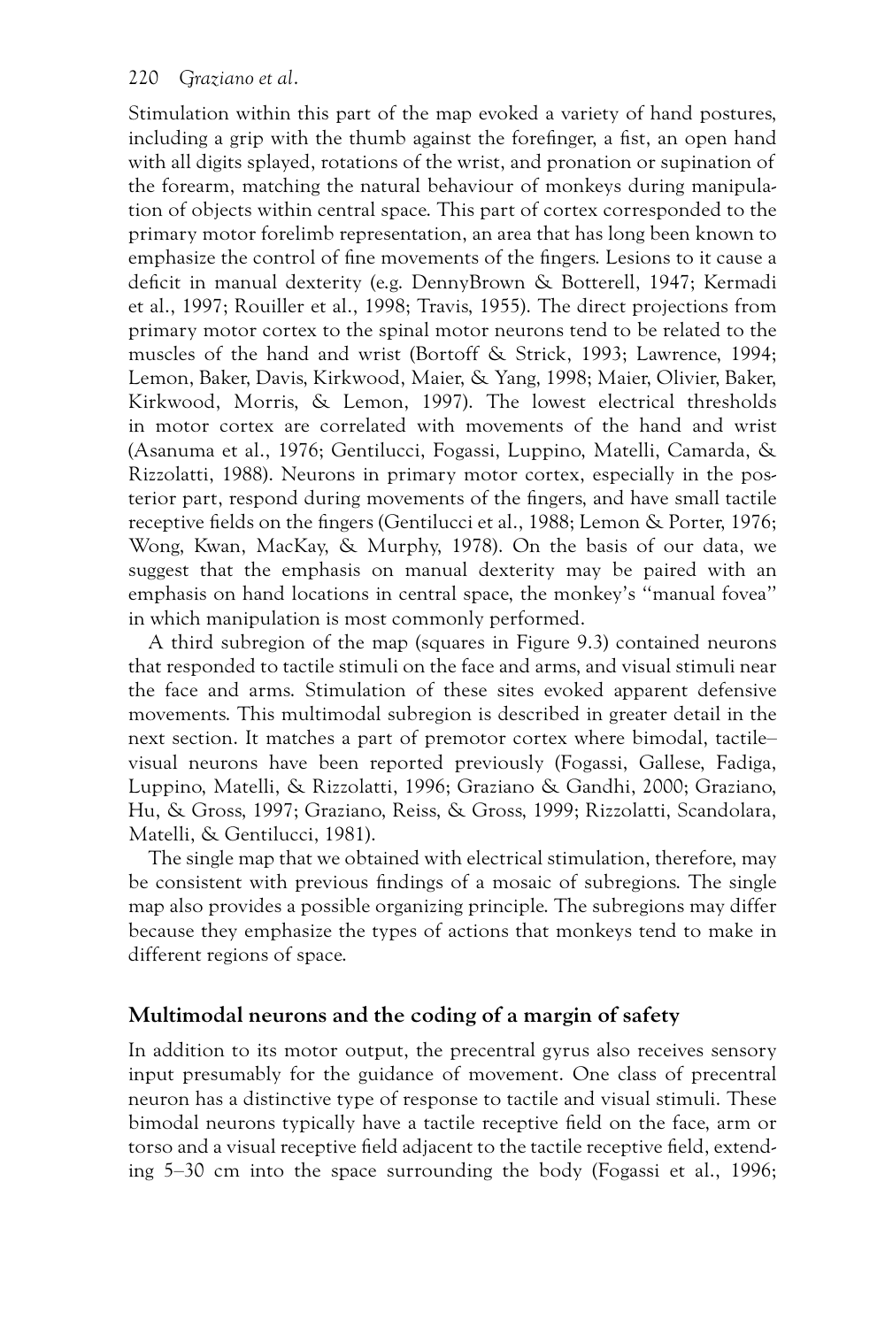Stimulation within this part of the map evoked a variety of hand postures, including a grip with the thumb against the forefinger, a fist, an open hand with all digits splayed, rotations of the wrist, and pronation or supination of the forearm, matching the natural behaviour of monkeys during manipulation of objects within central space. This part of cortex corresponded to the primary motor forelimb representation, an area that has long been known to emphasize the control of fine movements of the fingers. Lesions to it cause a deficit in manual dexterity (e.g. DennyBrown & Botterell, 1947; Kermadi et al., 1997; Rouiller et al., 1998; Travis, 1955). The direct projections from primary motor cortex to the spinal motor neurons tend to be related to the muscles of the hand and wrist (Bortoff & Strick, 1993; Lawrence, 1994; Lemon, Baker, Davis, Kirkwood, Maier, & Yang, 1998; Maier, Olivier, Baker, Kirkwood, Morris, & Lemon, 1997). The lowest electrical thresholds in motor cortex are correlated with movements of the hand and wrist (Asanuma et al., 1976; Gentilucci, Fogassi, Luppino, Matelli, Camarda, & Rizzolatti, 1988). Neurons in primary motor cortex, especially in the posterior part, respond during movements of the fingers, and have small tactile receptive fields on the fingers (Gentilucci et al., 1988; Lemon & Porter, 1976; Wong, Kwan, MacKay, & Murphy, 1978). On the basis of our data, we suggest that the emphasis on manual dexterity may be paired with an emphasis on hand locations in central space, the monkey's "manual fovea" in which manipulation is most commonly performed.

A third subregion of the map (squares in Figure 9.3) contained neurons that responded to tactile stimuli on the face and arms, and visual stimuli near the face and arms. Stimulation of these sites evoked apparent defensive movements. This multimodal subregion is described in greater detail in the next section. It matches a part of premotor cortex where bimodal, tactile–visual neurons have been reported previously (Fogassi, Gallese, Fadiga, Luppino, Matelli, & Rizzolatti, 1996; Graziano & Gandhi, 2000; Graziano, Hu, & Gross, 1997; Graziano, Reiss, & Gross, 1999; Rizzolatti, Scandolara, Matelli, & Gentilucci, 1981).

The single map that we obtained with electrical stimulation, therefore, may be consistent with previous findings of a mosaic of subregions. The single map also provides a possible organizing principle. The subregions may differ because they emphasize the types of actions that monkeys tend to make in different regions of space.

## Multimodal neurons and the coding of a margin of safety

In addition to its motor output, the precentral gyrus also receives sensory input presumably for the guidance of movement. One class of precentral neuron has a distinctive type of response to tactile and visual stimuli. These bimodal neurons typically have a tactile receptive field on the face, arm or torso and a visual receptive field adjacent to the tactile receptive field, extending 5–30 cm into the space surrounding the body (Fogassi et al., 1996;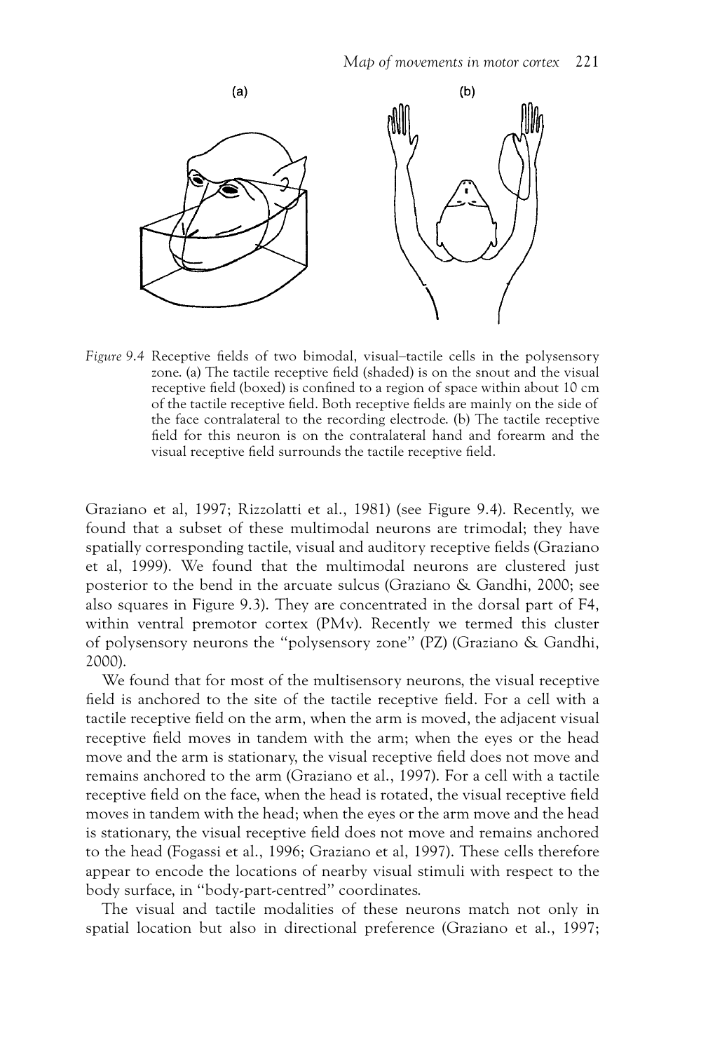*Figure 9.4* Receptive fields of two bimodal, visual–tactile cells in the polysensory zone. (a) The tactile receptive field (shaded) is on the snout and the visual receptive field (boxed) is confined to a region of space within about 10 cm of the tactile receptive field. Both receptive fields are mainly on the side of the face contralateral to the recording electrode. (b) The tactile receptive field for this neuron is on the contralateral hand and forearm and the visual receptive field surrounds the tactile receptive field.

Graziano et al, 1997; Rizzolatti et al., 1981) (see Figure 9.4). Recently, we found that a subset of these multimodal neurons are trimodal; they have spatially corresponding tactile, visual and auditory receptive fields (Graziano et al, 1999). We found that the multimodal neurons are clustered just posterior to the bend in the arcuate sulcus (Graziano & Gandhi, 2000; see also squares in Figure 9.3). They are concentrated in the dorsal part of F4, within ventral premotor cortex (PMv). Recently we termed this cluster of polysensory neurons the "polysensory zone" (PZ) (Graziano & Gandhi, 2000).

We found that for most of the multisensory neurons, the visual receptive field is anchored to the site of the tactile receptive field. For a cell with a tactile receptive field on the arm, when the arm is moved, the adjacent visual receptive field moves in tandem with the arm; when the eyes or the head move and the arm is stationary, the visual receptive field does not move and remains anchored to the arm (Graziano et al., 1997). For a cell with a tactile receptive field on the face, when the head is rotated, the visual receptive field moves in tandem with the head; when the eyes or the arm move and the head is stationary, the visual receptive field does not move and remains anchored to the head (Fogassi et al., 1996; Graziano et al, 1997). These cells therefore appear to encode the locations of nearby visual stimuli with respect to the body surface, in "body-part-centred" coordinates.

The visual and tactile modalities of these neurons match not only in spatial location but also in directional preference (Graziano et al., 1997;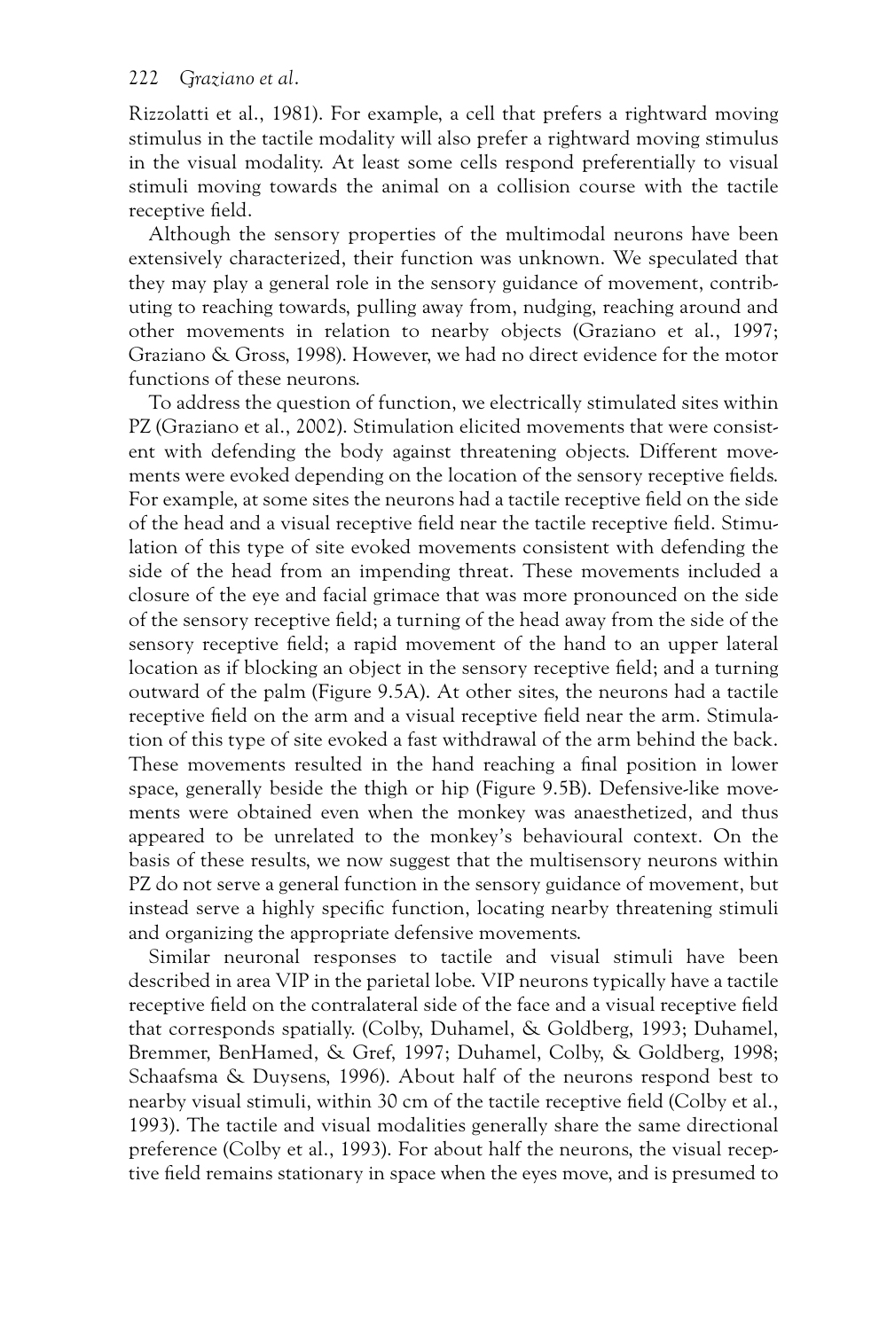Rizzolatti et al., 1981). For example, a cell that prefers a rightward moving stimulus in the tactile modality will also prefer a rightward moving stimulus in the visual modality. At least some cells respond preferentially to visual stimuli moving towards the animal on a collision course with the tactile receptive field.

Although the sensory properties of the multimodal neurons have been extensively characterized, their function was unknown. We speculated that they may play a general role in the sensory guidance of movement, contributing to reaching towards, pulling away from, nudging, reaching around and other movements in relation to nearby objects (Graziano et al., 1997; Graziano & Gross, 1998). However, we had no direct evidence for the motor functions of these neurons.

To address the question of function, we electrically stimulated sites within PZ (Graziano et al., 2002). Stimulation elicited movements that were consistent with defending the body against threatening objects. Different movements were evoked depending on the location of the sensory receptive fields. For example, at some sites the neurons had a tactile receptive field on the side of the head and a visual receptive field near the tactile receptive field. Stimulation of this type of site evoked movements consistent with defending the side of the head from an impending threat. These movements included a closure of the eye and facial grimace that was more pronounced on the side of the sensory receptive field; a turning of the head away from the side of the sensory receptive field; a rapid movement of the hand to an upper lateral location as if blocking an object in the sensory receptive field; and a turning outward of the palm (Figure 9.5A). At other sites, the neurons had a tactile receptive field on the arm and a visual receptive field near the arm. Stimulation of this type of site evoked a fast withdrawal of the arm behind the back. These movements resulted in the hand reaching a final position in lower space, generally beside the thigh or hip (Figure 9.5B). Defensive-like movements were obtained even when the monkey was anaesthetized, and thus appeared to be unrelated to the monkey's behavioural context. On the basis of these results, we now suggest that the multisensory neurons within PZ do not serve a general function in the sensory guidance of movement, but instead serve a highly specific function, locating nearby threatening stimuli and organizing the appropriate defensive movements.

Similar neuronal responses to tactile and visual stimuli have been described in area VIP in the parietal lobe. VIP neurons typically have a tactile receptive field on the contralateral side of the face and a visual receptive field that corresponds spatially. (Colby, Duhamel, & Goldberg, 1993; Duhamel, Bremmer, BenHamed, & Gref, 1997; Duhamel, Colby, & Goldberg, 1998; Schaafsma & Duysens, 1996). About half of the neurons respond best to nearby visual stimuli, within 30 cm of the tactile receptive field (Colby et al., 1993). The tactile and visual modalities generally share the same directional preference (Colby et al., 1993). For about half the neurons, the visual receptive field remains stationary in space when the eyes move, and is presumed to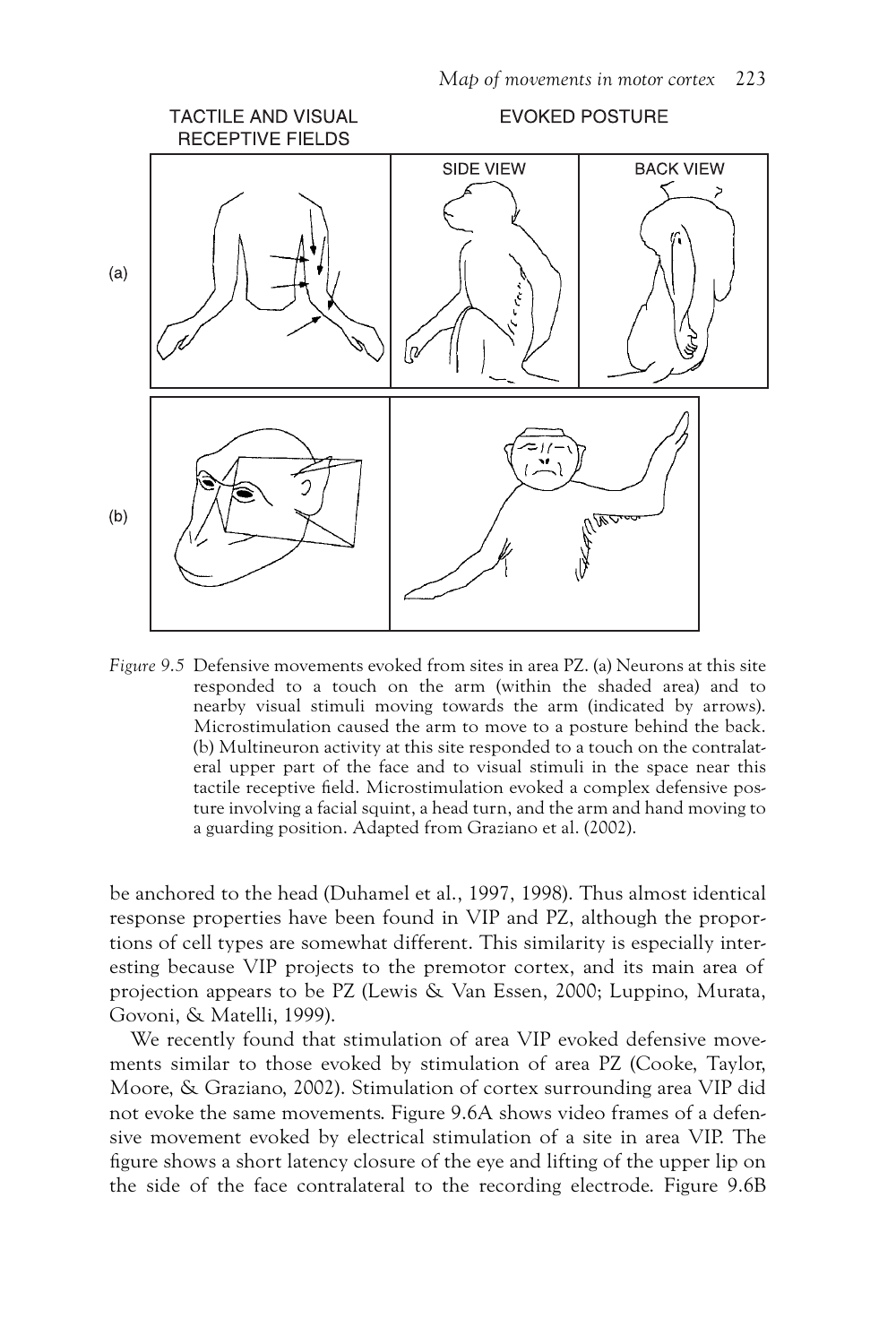*Figure 9.5* Defensive movements evoked from sites in area PZ. (a) Neurons at this site responded to a touch on the arm (within the shaded area) and to nearby visual stimuli moving towards the arm (indicated by arrows). Microstimulation caused the arm to move to a posture behind the back. (b) Multineuron activity at this site responded to a touch on the contralateral upper part of the face and to visual stimuli in the space near this tactile receptive field. Microstimulation evoked a complex defensive posture involving a facial squint, a head turn, and the arm and hand moving to a guarding position. Adapted from Graziano et al. (2002).

be anchored to the head (Duhamel et al., 1997, 1998). Thus almost identical response properties have been found in VIP and PZ, although the proportions of cell types are somewhat different. This similarity is especially interesting because VIP projects to the premotor cortex, and its main area of projection appears to be PZ (Lewis & Van Essen, 2000; Luppino, Murata, Govoni, & Matelli, 1999).

We recently found that stimulation of area VIP evoked defensive movements similar to those evoked by stimulation of area PZ (Cooke, Taylor, Moore, & Graziano, 2002). Stimulation of cortex surrounding area VIP did not evoke the same movements. Figure 9.6A shows video frames of a defensive movement evoked by electrical stimulation of a site in area VIP. The figure shows a short latency closure of the eye and lifting of the upper lip on the side of the face contralateral to the recording electrode. Figure 9.6B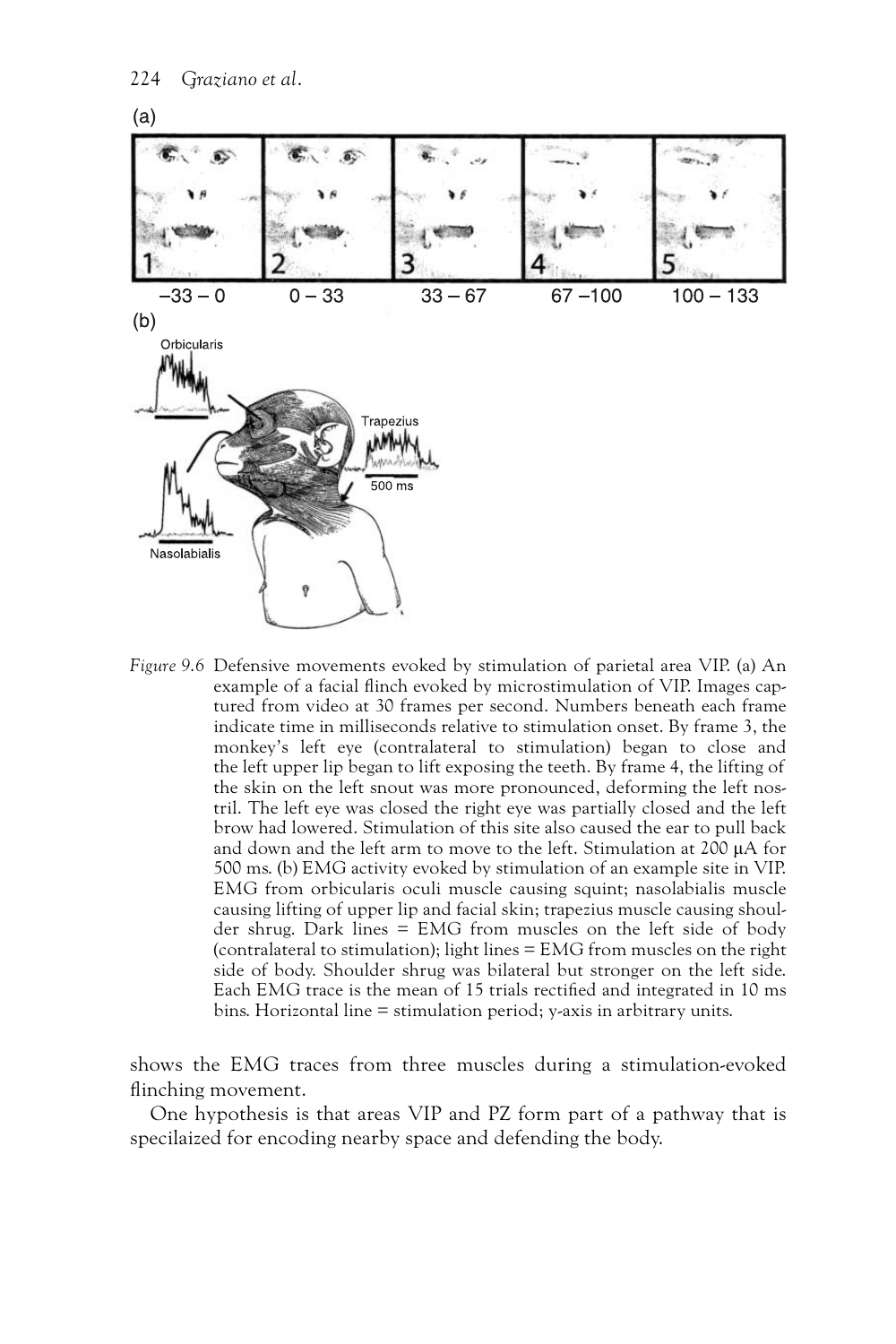Figure 9.6 Defensive movements evoked by stimulation of parietal area VIP. (a) An example of a facial flinch evoked by microstimulation of VIP. Images captured from video at 30 frames per second. Numbers beneath each frame indicate time in milliseconds relative to stimulation onset. By frame 3, the monkey's left eye (contralateral to stimulation) began to close and the left upper lip began to lift exposing the teeth. By frame 4, the lifting of the skin on the left snout was more pronounced, deforming the left nostril. The left eye was closed the right eye was partially closed and the left brow had lowered. Stimulation of this site also caused the ear to pull back and down and the left arm to move to the left. Stimulation at 200 μA for 500 ms. (b) EMG activity evoked by stimulation of an example site in VIP. EMG from orbicularis oculi muscle causing squint; nasolabialis muscle causing lifting of upper lip and facial skin; trapezius muscle causing shoulder shrug. Dark lines = EMG from muscles on the left side of body (contralateral to stimulation); light lines = EMG from muscles on the right side of body. Shoulder shrug was bilateral but stronger on the left side. Each EMG trace is the mean of 15 trials rectified and integrated in 10 ms bins. Horizontal line = stimulation period; y-axis in arbitrary units.

shows the EMG traces from three muscles during a stimulation-evoked flinching movement.

One hypothesis is that areas VIP and PZ form part of a pathway that is specilaized for encoding nearby space and defending the body.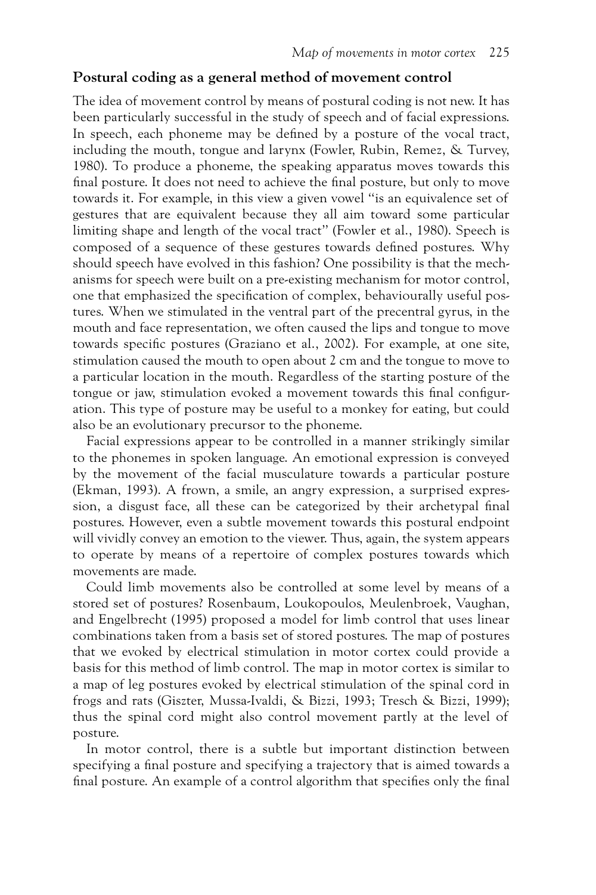## Postural coding as a general method of movement control

The idea of movement control by means of postural coding is not new. It has been particularly successful in the study of speech and of facial expressions. In speech, each phoneme may be defined by a posture of the vocal tract, including the mouth, tongue and larynx (Fowler, Rubin, Remez, & Turvey, 1980). To produce a phoneme, the speaking apparatus moves towards this final posture. It does not need to achieve the final posture, but only to move towards it. For example, in this view a given vowel "is an equivalence set of gestures that are equivalent because they all aim toward some particular limiting shape and length of the vocal tract" (Fowler et al., 1980). Speech is composed of a sequence of these gestures towards defined postures. Why should speech have evolved in this fashion? One possibility is that the mechanisms for speech were built on a pre-existing mechanism for motor control, one that emphasized the specification of complex, behaviourally useful postures. When we stimulated in the ventral part of the precentral gyrus, in the mouth and face representation, we often caused the lips and tongue to move towards specific postures (Graziano et al., 2002). For example, at one site, stimulation caused the mouth to open about 2 cm and the tongue to move to a particular location in the mouth. Regardless of the starting posture of the tongue or jaw, stimulation evoked a movement towards this final configuration. This type of posture may be useful to a monkey for eating, but could also be an evolutionary precursor to the phoneme.

Facial expressions appear to be controlled in a manner strikingly similar to the phonemes in spoken language. An emotional expression is conveyed by the movement of the facial musculature towards a particular posture (Ekman, 1993). A frown, a smile, an angry expression, a surprised expression, a disgust face, all these can be categorized by their archetypal final postures. However, even a subtle movement towards this postural endpoint will vividly convey an emotion to the viewer. Thus, again, the system appears to operate by means of a repertoire of complex postures towards which movements are made.

Could limb movements also be controlled at some level by means of a stored set of postures? Rosenbaum, Loukopoulos, Meulenbroek, Vaughan, and Engelbrecht (1995) proposed a model for limb control that uses linear combinations taken from a basis set of stored postures. The map of postures that we evoked by electrical stimulation in motor cortex could provide a basis for this method of limb control. The map in motor cortex is similar to a map of leg postures evoked by electrical stimulation of the spinal cord in frogs and rats (Giszter, Mussa-Ivaldi, & Bizzi, 1993; Tresch & Bizzi, 1999); thus the spinal cord might also control movement partly at the level of posture.

In motor control, there is a subtle but important distinction between specifying a final posture and specifying a trajectory that is aimed towards a final posture. An example of a control algorithm that specifies only the final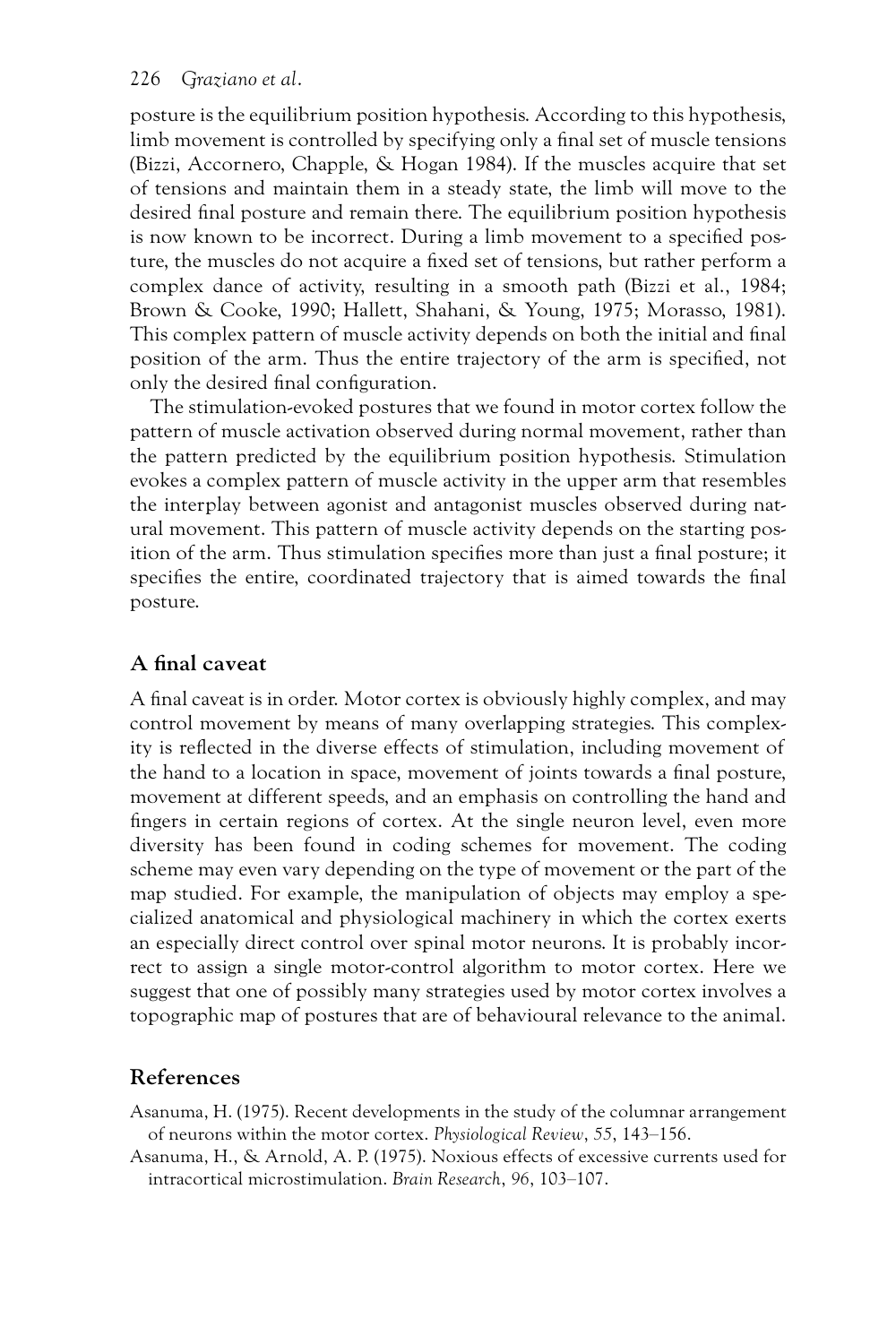posture is the equilibrium position hypothesis. According to this hypothesis, limb movement is controlled by specifying only a final set of muscle tensions (Bizzi, Accornero, Chapple, & Hogan 1984). If the muscles acquire that set of tensions and maintain them in a steady state, the limb will move to the desired final posture and remain there. The equilibrium position hypothesis is now known to be incorrect. During a limb movement to a specified posture, the muscles do not acquire a fixed set of tensions, but rather perform a complex dance of activity, resulting in a smooth path (Bizzi et al., 1984; Brown & Cooke, 1990; Hallett, Shahani, & Young, 1975; Morasso, 1981). This complex pattern of muscle activity depends on both the initial and final position of the arm. Thus the entire trajectory of the arm is specified, not only the desired final configuration.

The stimulation-evoked postures that we found in motor cortex follow the pattern of muscle activation observed during normal movement, rather than the pattern predicted by the equilibrium position hypothesis. Stimulation evokes a complex pattern of muscle activity in the upper arm that resembles the interplay between agonist and antagonist muscles observed during natural movement. This pattern of muscle activity depends on the starting position of the arm. Thus stimulation specifies more than just a final posture; it specifies the entire, coordinated trajectory that is aimed towards the final posture.

## A final caveat

A final caveat is in order. Motor cortex is obviously highly complex, and may control movement by means of many overlapping strategies. This complexity is reflected in the diverse effects of stimulation, including movement of the hand to a location in space, movement of joints towards a final posture, movement at different speeds, and an emphasis on controlling the hand and fingers in certain regions of cortex. At the single neuron level, even more diversity has been found in coding schemes for movement. The coding scheme may even vary depending on the type of movement or the part of the map studied. For example, the manipulation of objects may employ a specialized anatomical and physiological machinery in which the cortex exerts an especially direct control over spinal motor neurons. It is probably incorrect to assign a single motor-control algorithm to motor cortex. Here we suggest that one of possibly many strategies used by motor cortex involves a topographic map of postures that are of behavioural relevance to the animal.

## References

Asanuma, H. (1975). Recent developments in the study of the columnar arrangement of neurons within the motor cortex. *Physiological Review*, *55*, 143–156.

Asanuma, H., & Arnold, A. P. (1975). Noxious effects of excessive currents used for intracortical microstimulation. *Brain Research*, *96*, 103–107.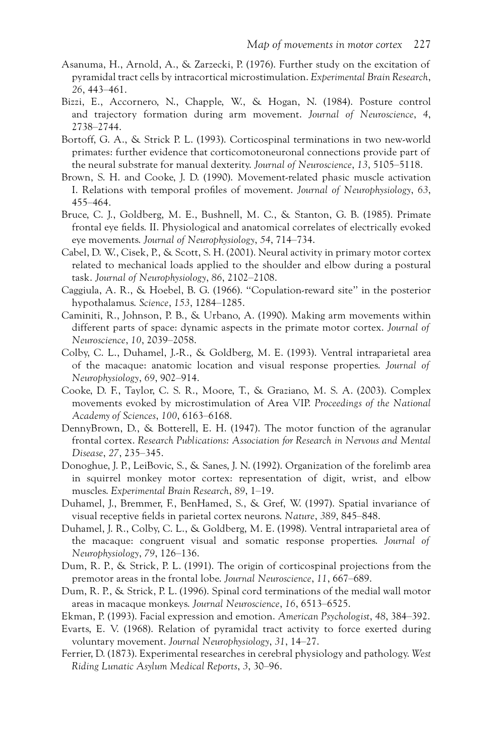Asanuma, H., Arnold, A., & Zarzecki, P. (1976). Further study on the excitation of pyramidal tract cells by intracortical microstimulation. *Experimental Brain Research*, *26*, 443–461.

Bizzi, E., Accornero, N., Chapple, W., & Hogan, N. (1984). Posture control and trajectory formation during arm movement. *Journal of Neuroscience*, *4*, 2738–2744.

Bortoff, G. A., & Strick P. L. (1993). Corticospinal terminations in two new-world primates: further evidence that corticomotoneuronal connections provide part of the neural substrate for manual dexterity. *Journal of Neuroscience*, *13*, 5105–5118.

Brown, S. H. and Cooke, J. D. (1990). Movement-related phasic muscle activation I. Relations with temporal profiles of movement. *Journal of Neurophysiology*, *63*, 455–464.

Bruce, C. J., Goldberg, M. E., Bushnell, M. C., & Stanton, G. B. (1985). Primate frontal eye fields. II. Physiological and anatomical correlates of electrically evoked eye movements. *Journal of Neurophysiology*, *54*, 714–734.

Cabel, D. W., Cisek, P., & Scott, S. H. (2001). Neural activity in primary motor cortex related to mechanical loads applied to the shoulder and elbow during a postural task. *Journal of Neurophysiology*, *86*, 2102–2108.

Caggiula, A. R., & Hoebel, B. G. (1966). "Copulation-reward site" in the posterior hypothalamus. *Science*, *153*, 1284–1285.

Caminiti, R., Johnson, P. B., & Urbano, A. (1990). Making arm movements within different parts of space: dynamic aspects in the primate motor cortex. *Journal of Neuroscience*, *10*, 2039–2058.

Colby, C. L., Duhamel, J.-R., & Goldberg, M. E. (1993). Ventral intraparietal area of the macaque: anatomic location and visual response properties. *Journal of Neurophysiology*, *69*, 902–914.

Cooke, D. F., Taylor, C. S. R., Moore, T., & Graziano, M. S. A. (2003). Complex movements evoked by microstimulation of Area VIP. *Proceedings of the National Academy of Sciences*, *100*, 6163–6168.

DennyBrown, D., & Botterell, E. H. (1947). The motor function of the agranular frontal cortex. *Research Publications: Association for Research in Nervous and Mental Disease*, *27*, 235–345.

Donoghue, J. P., LeiBovic, S., & Sanes, J. N. (1992). Organization of the forelimb area in squirrel monkey motor cortex: representation of digit, wrist, and elbow muscles. *Experimental Brain Research*, *89*, 1–19.

Duhamel, J., Bremmer, F., BenHamed, S., & Gref, W. (1997). Spatial invariance of visual receptive fields in parietal cortex neurons. *Nature*, *389*, 845–848.

Duhamel, J. R., Colby, C. L., & Goldberg, M. E. (1998). Ventral intraparietal area of the macaque: congruent visual and somatic response properties. *Journal of Neurophysiology*, *79*, 126–136.

Dum, R. P., & Strick, P. L. (1991). The origin of corticospinal projections from the premotor areas in the frontal lobe. *Journal Neuroscience*, *11*, 667–689.

Dum, R. P., & Strick, P. L. (1996). Spinal cord terminations of the medial wall motor areas in macaque monkeys. *Journal Neuroscience*, *16*, 6513–6525.

Ekman, P. (1993). Facial expression and emotion. *American Psychologist*, *48*, 384–392.

Evarts, E. V. (1968). Relation of pyramidal tract activity to force exerted during voluntary movement. *Journal Neurophysiology*, *31*, 14–27.

Ferrier, D. (1873). Experimental researches in cerebral physiology and pathology. *West Riding Lunatic Asylum Medical Reports*, *3*, 30–96.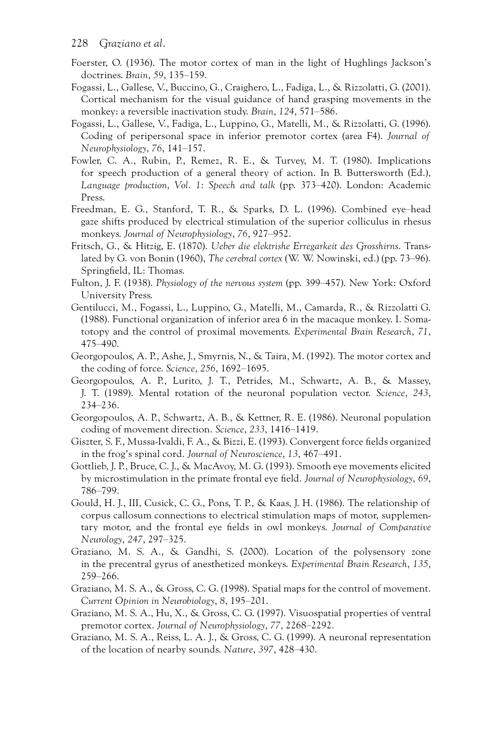Foerster, O. (1936). The motor cortex of man in the light of Hughlings Jackson's doctrines. *Brain*, *59*, 135–159.

Fogassi, L., Gallese, V., Buccino, G., Craighero, L., Fadiga, L., & Rizzolatti, G. (2001). Cortical mechanism for the visual guidance of hand grasping movements in the monkey: a reversible inactivation study. *Brain*, *124*, 571–586.

Fogassi, L., Gallese, V., Fadiga, L., Luppino, G., Matelli, M., & Rizzolatti, G. (1996). Coding of peripersonal space in inferior premotor cortex (area F4). *Journal of Neurophysiology*, *76*, 141–157.

Fowler, C. A., Rubin, P., Remez, R. E., & Turvey, M. T. (1980). Implications for speech production of a general theory of action. In B. Buttersworth (Ed.), *Language production, Vol. 1: Speech and talk* (pp. 373–420). London: Academic Press.

Freedman, E. G., Stanford, T. R., & Sparks, D. L. (1996). Combined eye–head gaze shifts produced by electrical stimulation of the superior colliculus in rhesus monkeys. *Journal of Neurophysiology*, *76*, 927–952.

Fritsch, G., & Hitzig, E. (1870). *Ueber die elektrishe Erregarkeit des Grosshirns*. Translated by G. von Bonin (1960), *The cerebral cortex* (W. W. Nowinski, ed.) (pp. 73–96). Springfield, IL: Thomas.

Fulton, J. F. (1938). *Physiology of the nervous system* (pp. 399–457). New York: Oxford University Press.

Gentilucci, M., Fogassi, L., Luppino, G., Matelli, M., Camarda, R., & Rizzolatti G. (1988). Functional organization of inferior area 6 in the macaque monkey. I. Somatotopy and the control of proximal movements. *Experimental Brain Research*, *71*, 475–490.

Georgopoulos, A. P., Ashe, J., Smyrnis, N., & Taira, M. (1992). The motor cortex and the coding of force. *Science*, *256*, 1692–1695.

Georgopoulos, A. P., Lurito, J. T., Petrides, M., Schwartz, A. B., & Massey, J. T. (1989). Mental rotation of the neuronal population vector. *Science*, *243*, 234–236.

Georgopoulos, A. P., Schwartz, A. B., & Kettner, R. E. (1986). Neuronal population coding of movement direction. *Science*, *233*, 1416–1419.

Giszter, S. F., Mussa-Ivaldi, F. A., & Bizzi, E. (1993). Convergent force fields organized in the frog's spinal cord. *Journal of Neuroscience*, *13*, 467–491.

Gottlieb, J. P., Bruce, C. J., & MacAvoy, M. G. (1993). Smooth eye movements elicited by microstimulation in the primate frontal eye field. *Journal of Neurophysiology*, *69*, 786–799.

Gould, H. J., III, Cusick, C. G., Pons, T. P., & Kaas, J. H. (1986). The relationship of corpus callosum connections to electrical stimulation maps of motor, supplementary motor, and the frontal eye fields in owl monkeys. *Journal of Comparative Neurology*, *247*, 297–325.

Graziano, M. S. A., & Gandhi, S. (2000). Location of the polysensory zone in the precentral gyrus of anesthetized monkeys. *Experimental Brain Research*, *135*, 259–266.

Graziano, M. S. A., & Gross, C. G. (1998). Spatial maps for the control of movement. *Current Opinion in Neurobiology*, *8*, 195–201.

Graziano, M. S. A., Hu, X., & Gross, C. G. (1997). Visuospatial properties of ventral premotor cortex. *Journal of Neurophysiology*, *77*, 2268–2292.

Graziano, M. S. A., Reiss, L. A. J., & Gross, C. G. (1999). A neuronal representation of the location of nearby sounds. *Nature*, *397*, 428–430.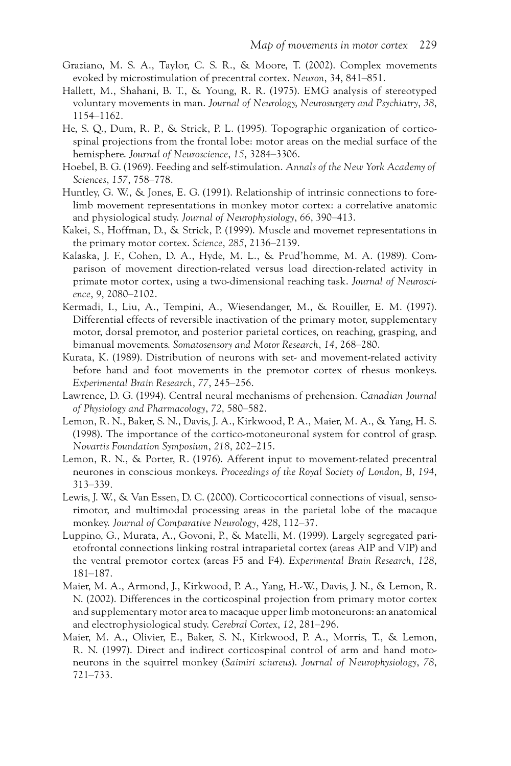Graziano, M. S. A., Taylor, C. S. R., & Moore, T. (2002). Complex movements evoked by microstimulation of precentral cortex. *Neuron*, 34, 841–851.

Hallett, M., Shahani, B. T., & Young, R. R. (1975). EMG analysis of stereotyped voluntary movements in man. *Journal of Neurology, Neurosurgery and Psychiatry*, *38*, 1154–1162.

He, S. Q., Dum, R. P., & Strick, P. L. (1995). Topographic organization of corticospinal projections from the frontal lobe: motor areas on the medial surface of the hemisphere. *Journal of Neuroscience*, *15*, 3284–3306.

Hoebel, B. G. (1969). Feeding and self-stimulation. *Annals of the New York Academy of Sciences*, *157*, 758–778.

Huntley, G. W., & Jones, E. G. (1991). Relationship of intrinsic connections to forelimb movement representations in monkey motor cortex: a correlative anatomic and physiological study. *Journal of Neurophysiology*, *66*, 390–413.

Kakei, S., Hoffman, D., & Strick, P. (1999). Muscle and movemet representations in the primary motor cortex. *Science*, *285*, 2136–2139.

Kalaska, J. F., Cohen, D. A., Hyde, M. L., & Prud'homme, M. A. (1989). Comparison of movement direction-related versus load direction-related activity in primate motor cortex, using a two-dimensional reaching task. *Journal of Neuroscience*, *9*, 2080–2102.

Kermadi, I., Liu, A., Tempini, A., Wiesendanger, M., & Rouiller, E. M. (1997). Differential effects of reversible inactivation of the primary motor, supplementary motor, dorsal premotor, and posterior parietal cortices, on reaching, grasping, and bimanual movements. *Somatosensory and Motor Research*, *14*, 268–280.

Kurata, K. (1989). Distribution of neurons with set- and movement-related activity before hand and foot movements in the premotor cortex of rhesus monkeys. *Experimental Brain Research*, *77*, 245–256.

Lawrence, D. G. (1994). Central neural mechanisms of prehension. *Canadian Journal of Physiology and Pharmacology*, *72*, 580–582.

Lemon, R. N., Baker, S. N., Davis, J. A., Kirkwood, P. A., Maier, M. A., & Yang, H. S. (1998). The importance of the cortico-motoneuronal system for control of grasp. *Novartis Foundation Symposium*, *218*, 202–215.

Lemon, R. N., & Porter, R. (1976). Afferent input to movement-related precentral neurones in conscious monkeys. *Proceedings of the Royal Society of London*, *B*, *194*, 313–339.

Lewis, J. W., & Van Essen, D. C. (2000). Corticocortical connections of visual, sensorimotor, and multimodal processing areas in the parietal lobe of the macaque monkey. *Journal of Comparative Neurology*, *428*, 112–37.

Luppino, G., Murata, A., Govoni, P., & Matelli, M. (1999). Largely segregated parietofrontal connections linking rostral intraparietal cortex (areas AIP and VIP) and the ventral premotor cortex (areas F5 and F4). *Experimental Brain Research*, *128*, 181–187.

Maier, M. A., Armond, J., Kirkwood, P. A., Yang, H.-W., Davis, J. N., & Lemon, R. N. (2002). Differences in the corticospinal projection from primary motor cortex and supplementary motor area to macaque upper limb motoneurons: an anatomical and electrophysiological study. *Cerebral Cortex*, *12*, 281–296.

Maier, M. A., Olivier, E., Baker, S. N., Kirkwood, P. A., Morris, T., & Lemon, R. N. (1997). Direct and indirect corticospinal control of arm and hand motoneurons in the squirrel monkey (*Saimiri sciureus*). *Journal of Neurophysiology*, *78*, 721–733.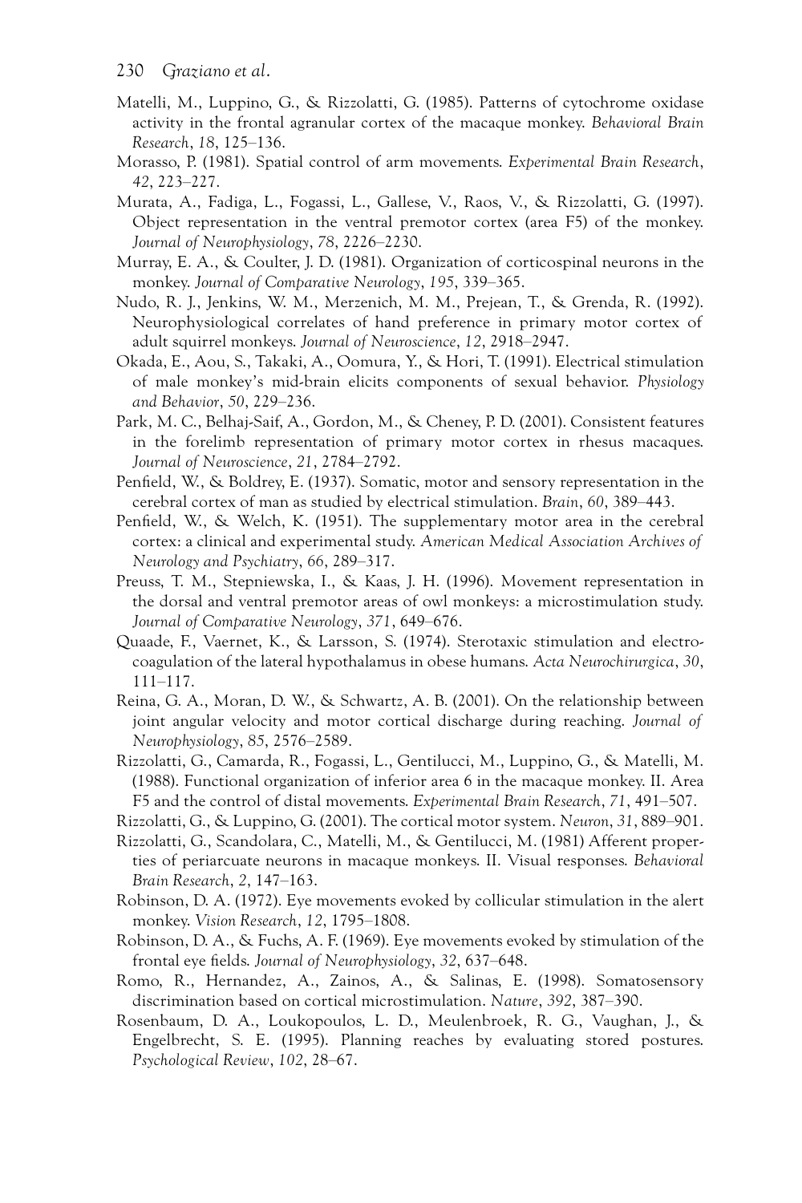Matelli, M., Luppino, G., & Rizzolatti, G. (1985). Patterns of cytochrome oxidase activity in the frontal agranular cortex of the macaque monkey. *Behavioral Brain Research*, *18*, 125–136.

Morasso, P. (1981). Spatial control of arm movements. *Experimental Brain Research*, *42*, 223–227.

Murata, A., Fadiga, L., Fogassi, L., Gallese, V., Raos, V., & Rizzolatti, G. (1997). Object representation in the ventral premotor cortex (area F5) of the monkey. *Journal of Neurophysiology*, *78*, 2226–2230.

Murray, E. A., & Coulter, J. D. (1981). Organization of corticospinal neurons in the monkey. *Journal of Comparative Neurology*, *195*, 339–365.

Nudo, R. J., Jenkins, W. M., Merzenich, M. M., Prejean, T., & Grenda, R. (1992). Neurophysiological correlates of hand preference in primary motor cortex of adult squirrel monkeys. *Journal of Neuroscience*, *12*, 2918–2947.

Okada, E., Aou, S., Takaki, A., Oomura, Y., & Hori, T. (1991). Electrical stimulation of male monkey's mid-brain elicits components of sexual behavior. *Physiology and Behavior*, *50*, 229–236.

Park, M. C., Belhaj-Saif, A., Gordon, M., & Cheney, P. D. (2001). Consistent features in the forelimb representation of primary motor cortex in rhesus macaques. *Journal of Neuroscience*, *21*, 2784–2792.

Penfield, W., & Boldrey, E. (1937). Somatic, motor and sensory representation in the cerebral cortex of man as studied by electrical stimulation. *Brain*, *60*, 389–443.

Penfield, W., & Welch, K. (1951). The supplementary motor area in the cerebral cortex: a clinical and experimental study. *American Medical Association Archives of Neurology and Psychiatry*, *66*, 289–317.

Preuss, T. M., Stepniewska, I., & Kaas, J. H. (1996). Movement representation in the dorsal and ventral premotor areas of owl monkeys: a microstimulation study. *Journal of Comparative Neurology*, *371*, 649–676.

Quaade, F., Vaernet, K., & Larsson, S. (1974). Sterotaxic stimulation and electrocoagulation of the lateral hypothalamus in obese humans. *Acta Neurochirurgica*, *30*, 111–117.

Reina, G. A., Moran, D. W., & Schwartz, A. B. (2001). On the relationship between joint angular velocity and motor cortical discharge during reaching. *Journal of Neurophysiology*, *85*, 2576–2589.

Rizzolatti, G., Camarda, R., Fogassi, L., Gentilucci, M., Luppino, G., & Matelli, M. (1988). Functional organization of inferior area 6 in the macaque monkey. II. Area F5 and the control of distal movements. *Experimental Brain Research*, *71*, 491–507.

Rizzolatti, G., & Luppino, G. (2001). The cortical motor system. *Neuron*, *31*, 889–901.

Rizzolatti, G., Scandolara, C., Matelli, M., & Gentilucci, M. (1981) Afferent properties of periarcuate neurons in macaque monkeys. II. Visual responses. *Behavioral Brain Research*, *2*, 147–163.

Robinson, D. A. (1972). Eye movements evoked by collicular stimulation in the alert monkey. *Vision Research*, *12*, 1795–1808.

Robinson, D. A., & Fuchs, A. F. (1969). Eye movements evoked by stimulation of the frontal eye fields. *Journal of Neurophysiology*, *32*, 637–648.

Romo, R., Hernandez, A., Zainos, A., & Salinas, E. (1998). Somatosensory discrimination based on cortical microstimulation. *Nature*, *392*, 387–390.

Rosenbaum, D. A., Loukopoulos, L. D., Meulenbroek, R. G., Vaughan, J., & Engelbrecht, S. E. (1995). Planning reaches by evaluating stored postures. *Psychological Review*, *102*, 28–67.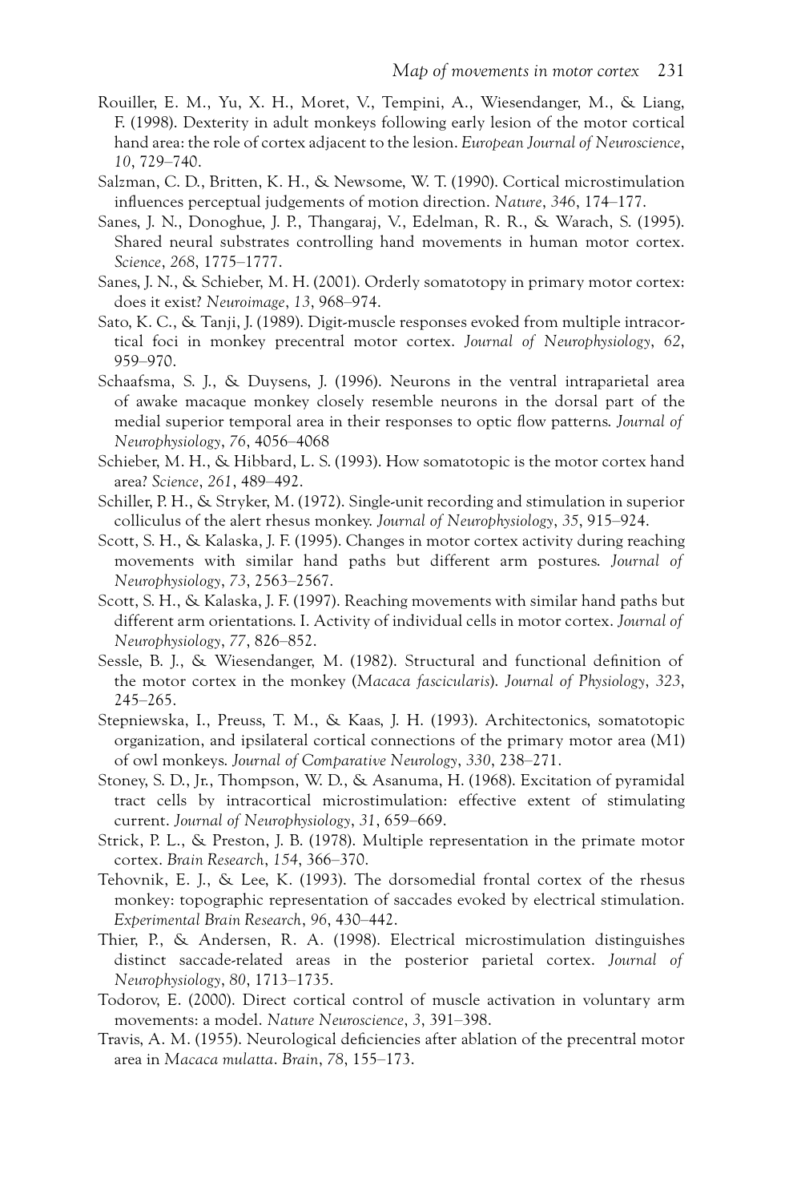Rouiller, E. M., Yu, X. H., Moret, V., Tempini, A., Wiesendanger, M., & Liang, F. (1998). Dexterity in adult monkeys following early lesion of the motor cortical hand area: the role of cortex adjacent to the lesion. *European Journal of Neuroscience*, *10*, 729–740.

Salzman, C. D., Britten, K. H., & Newsome, W. T. (1990). Cortical microstimulation influences perceptual judgements of motion direction. *Nature*, *346*, 174–177.

Sanes, J. N., Donoghue, J. P., Thangaraj, V., Edelman, R. R., & Warach, S. (1995). Shared neural substrates controlling hand movements in human motor cortex. *Science*, *268*, 1775–1777.

Sanes, J. N., & Schieber, M. H. (2001). Orderly somatotopy in primary motor cortex: does it exist? *Neuroimage*, *13*, 968–974.

Sato, K. C., & Tanji, J. (1989). Digit-muscle responses evoked from multiple intracortical foci in monkey precentral motor cortex. *Journal of Neurophysiology*, *62*, 959–970.

Schaafsma, S. J., & Duysens, J. (1996). Neurons in the ventral intraparietal area of awake macaque monkey closely resemble neurons in the dorsal part of the medial superior temporal area in their responses to optic flow patterns. *Journal of Neurophysiology*, *76*, 4056–4068

Schieber, M. H., & Hibbard, L. S. (1993). How somatotopic is the motor cortex hand area? *Science*, *261*, 489–492.

Schiller, P. H., & Stryker, M. (1972). Single-unit recording and stimulation in superior colliculus of the alert rhesus monkey. *Journal of Neurophysiology*, *35*, 915–924.

Scott, S. H., & Kalaska, J. F. (1995). Changes in motor cortex activity during reaching movements with similar hand paths but different arm postures. *Journal of Neurophysiology*, *73*, 2563–2567.

Scott, S. H., & Kalaska, J. F. (1997). Reaching movements with similar hand paths but different arm orientations. I. Activity of individual cells in motor cortex. *Journal of Neurophysiology*, *77*, 826–852.

Sessle, B. J., & Wiesendanger, M. (1982). Structural and functional definition of the motor cortex in the monkey (*Macaca fascicularis*). *Journal of Physiology*, *323*, 245–265.

Stepniewska, I., Preuss, T. M., & Kaas, J. H. (1993). Architectonics, somatotopic organization, and ipsilateral cortical connections of the primary motor area (M1) of owl monkeys. *Journal of Comparative Neurology*, *330*, 238–271.

Stoney, S. D., Jr., Thompson, W. D., & Asanuma, H. (1968). Excitation of pyramidal tract cells by intracortical microstimulation: effective extent of stimulating current. *Journal of Neurophysiology*, *31*, 659–669.

Strick, P. L., & Preston, J. B. (1978). Multiple representation in the primate motor cortex. *Brain Research*, *154*, 366–370.

Tehovnik, E. J., & Lee, K. (1993). The dorsomedial frontal cortex of the rhesus monkey: topographic representation of saccades evoked by electrical stimulation. *Experimental Brain Research*, *96*, 430–442.

Thier, P., & Andersen, R. A. (1998). Electrical microstimulation distinguishes distinct saccade-related areas in the posterior parietal cortex. *Journal of Neurophysiology*, *80*, 1713–1735.

Todorov, E. (2000). Direct cortical control of muscle activation in voluntary arm movements: a model. *Nature Neuroscience*, *3*, 391–398.

Travis, A. M. (1955). Neurological deficiencies after ablation of the precentral motor area in *Macaca mulatta*. *Brain*, *78*, 155–173.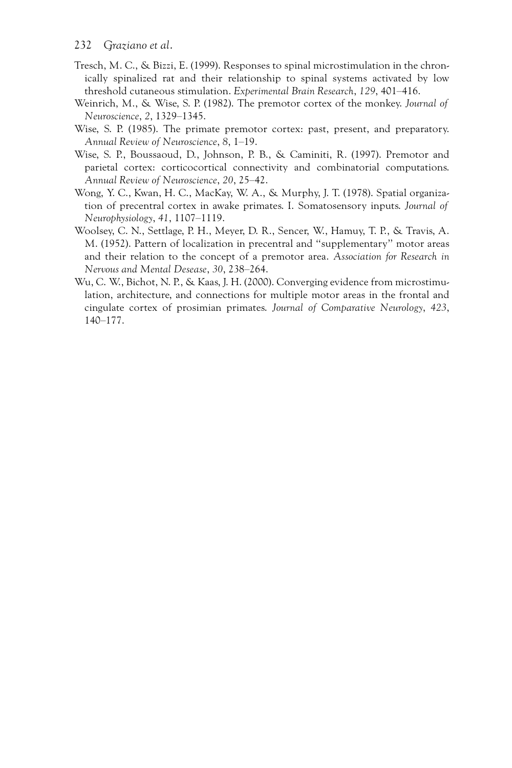Tresch, M. C., & Bizzi, E. (1999). Responses to spinal microstimulation in the chronically spinalized rat and their relationship to spinal systems activated by low threshold cutaneous stimulation. *Experimental Brain Research*, *129*, 401–416.

Weinrich, M., & Wise, S. P. (1982). The premotor cortex of the monkey. *Journal of Neuroscience*, *2*, 1329–1345.

Wise, S. P. (1985). The primate premotor cortex: past, present, and preparatory. *Annual Review of Neuroscience*, *8*, 1–19.

Wise, S. P., Boussaoud, D., Johnson, P. B., & Caminiti, R. (1997). Premotor and parietal cortex: corticocortical connectivity and combinatorial computations. *Annual Review of Neuroscience*, *20*, 25–42.

Wong, Y. C., Kwan, H. C., MacKay, W. A., & Murphy, J. T. (1978). Spatial organization of precentral cortex in awake primates. I. Somatosensory inputs. *Journal of Neurophysiology*, *41*, 1107–1119.

Woolsey, C. N., Settlage, P. H., Meyer, D. R., Sencer, W., Hamuy, T. P., & Travis, A. M. (1952). Pattern of localization in precentral and "supplementary" motor areas and their relation to the concept of a premotor area. *Association for Research in Nervous and Mental Desease*, *30*, 238–264.

Wu, C. W., Bichot, N. P., & Kaas, J. H. (2000). Converging evidence from microstimulation, architecture, and connections for multiple motor areas in the frontal and cingulate cortex of prosimian primates. *Journal of Comparative Neurology*, *423*, 140–177.